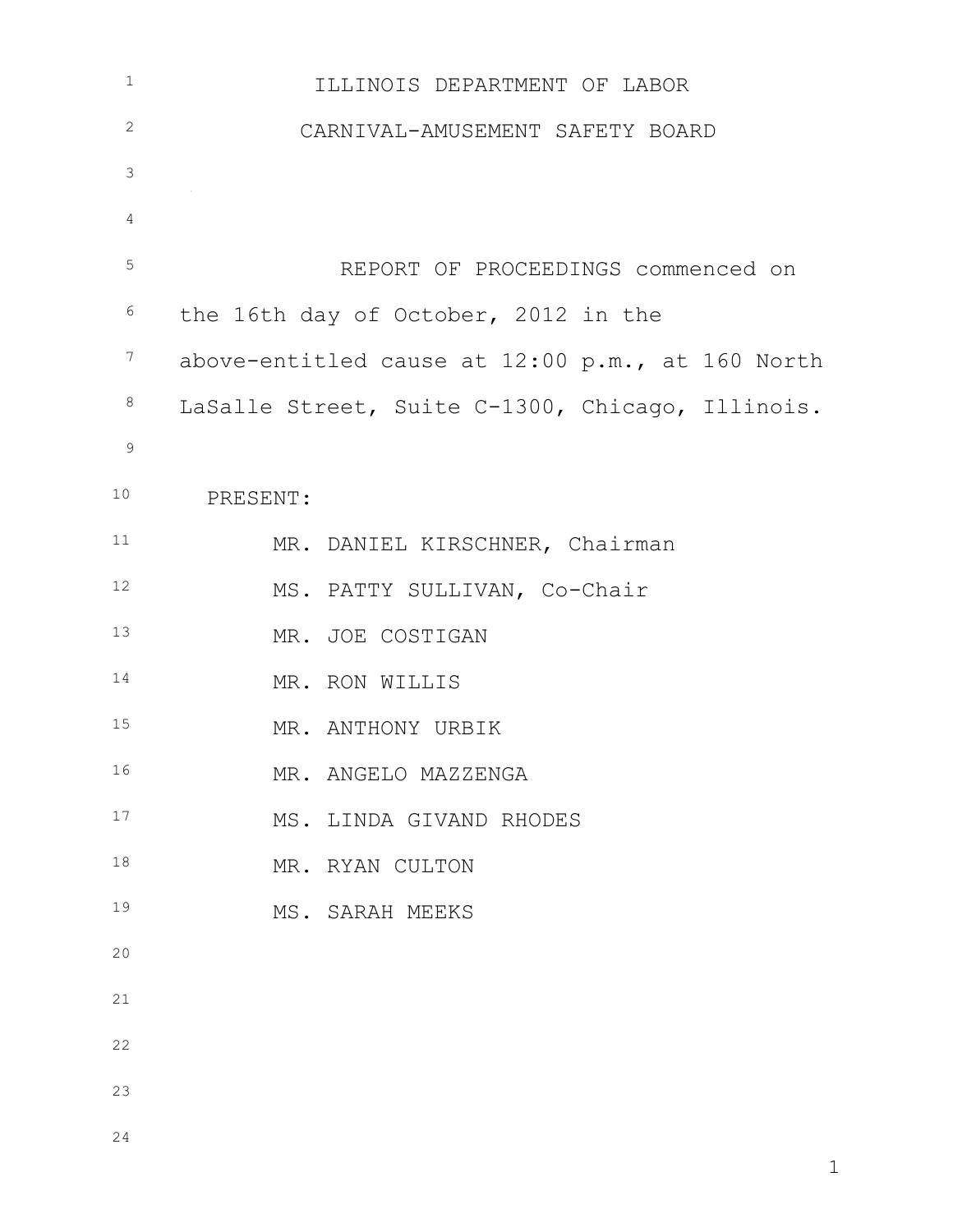# ILLINOIS DEPARTMENT OF LABOR

## CARNIVAL-AMUSEMENT SAFETY BOARD

REPORT OF PROCEEDINGS commenced on the 16th day of October, 2012 in the above-entitled cause at 12:00 p.m., at 160 North LaSalle Street, Suite C-1300, Chicago, Illinois.

PRESENT:

MR. DANIEL KIRSCHNER, Chairman
MS. PATTY SULLIVAN, Co-Chair
MR. JOE COSTIGAN
MR. RON WILLIS
MR. ANTHONY URBIK
MR. ANGELO MAZZENGA
MS. LINDA GIVAND RHODES
MR. RYAN CULTON
MS. SARAH MEEKS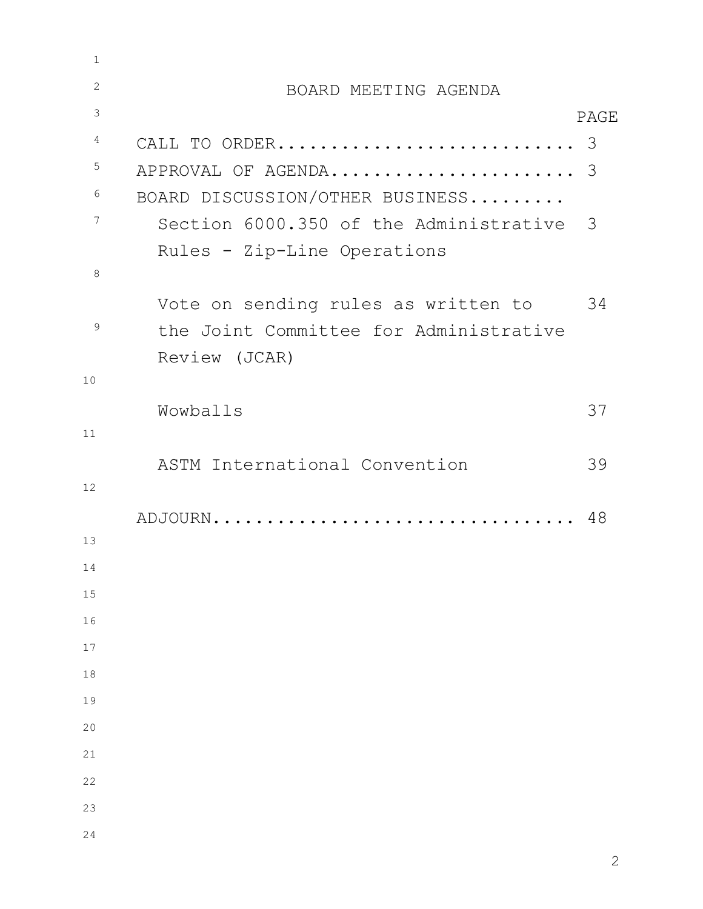# BOARD MEETING AGENDA

| | PAGE |
|---|---|
| CALL TO ORDER........................... | 3 |
| APPROVAL OF AGENDA...................... | 3 |
| BOARD DISCUSSION/OTHER BUSINESS......... | |
| Section 6000.350 of the Administrative Rules - Zip-Line Operations | 3 |
| Vote on sending rules as written to the Joint Committee for Administrative Review (JCAR) | 34 |
| Wowballs | 37 |
| ASTM International Convention | 39 |
| ADJOURN................................. | 48 |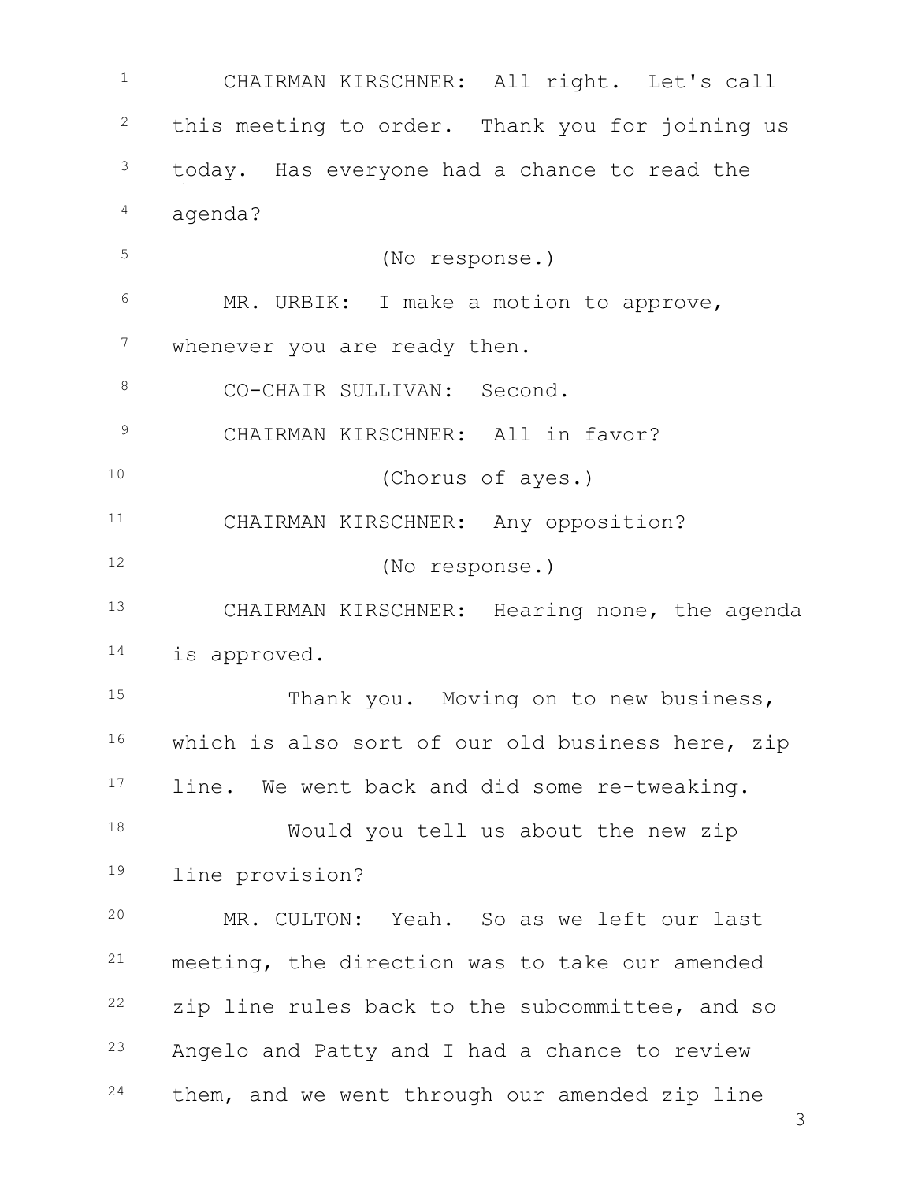CHAIRMAN KIRSCHNER: All right. Let's call this meeting to order. Thank you for joining us today. Has everyone had a chance to read the agenda?

(No response.)

MR. URBIK: I make a motion to approve, whenever you are ready then.

CO-CHAIR SULLIVAN: Second.

CHAIRMAN KIRSCHNER: All in favor?

(Chorus of ayes.)

CHAIRMAN KIRSCHNER: Any opposition?

(No response.)

CHAIRMAN KIRSCHNER: Hearing none, the agenda is approved.

Thank you. Moving on to new business, which is also sort of our old business here, zip line. We went back and did some re-tweaking.

Would you tell us about the new zip line provision?

MR. CULTON: Yeah. So as we left our last meeting, the direction was to take our amended zip line rules back to the subcommittee, and so Angelo and Patty and I had a chance to review them, and we went through our amended zip line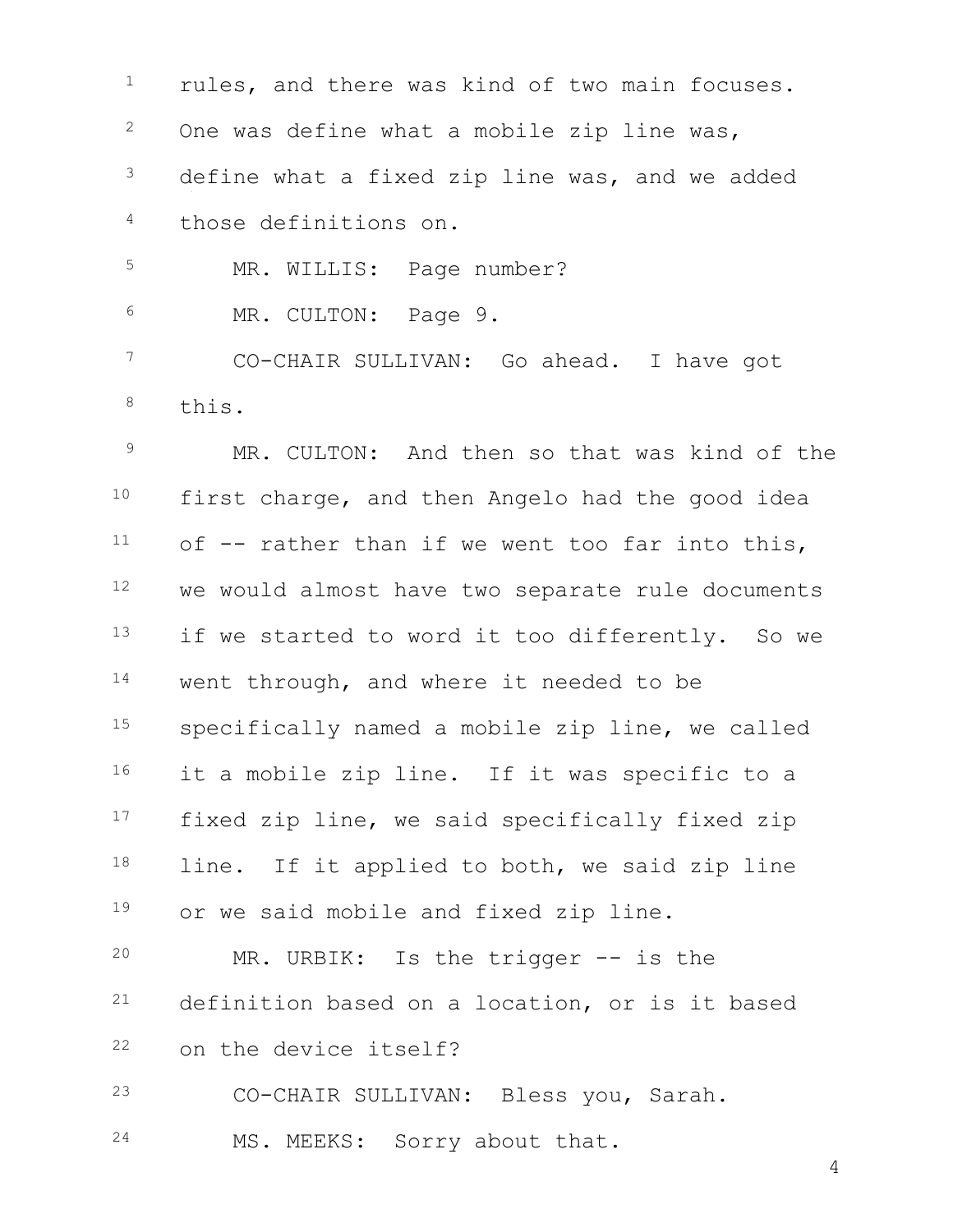rules, and there was kind of two main focuses. One was define what a mobile zip line was, define what a fixed zip line was, and we added those definitions on.

MR. WILLIS: Page number?

MR. CULTON: Page 9.

CO-CHAIR SULLIVAN: Go ahead. I have got this.

MR. CULTON: And then so that was kind of the first charge, and then Angelo had the good idea of -- rather than if we went too far into this, we would almost have two separate rule documents if we started to word it too differently. So we went through, and where it needed to be specifically named a mobile zip line, we called it a mobile zip line. If it was specific to a fixed zip line, we said specifically fixed zip line. If it applied to both, we said zip line or we said mobile and fixed zip line.

MR. URBIK: Is the trigger -- is the definition based on a location, or is it based on the device itself?

CO-CHAIR SULLIVAN: Bless you, Sarah.

MS. MEEKS: Sorry about that.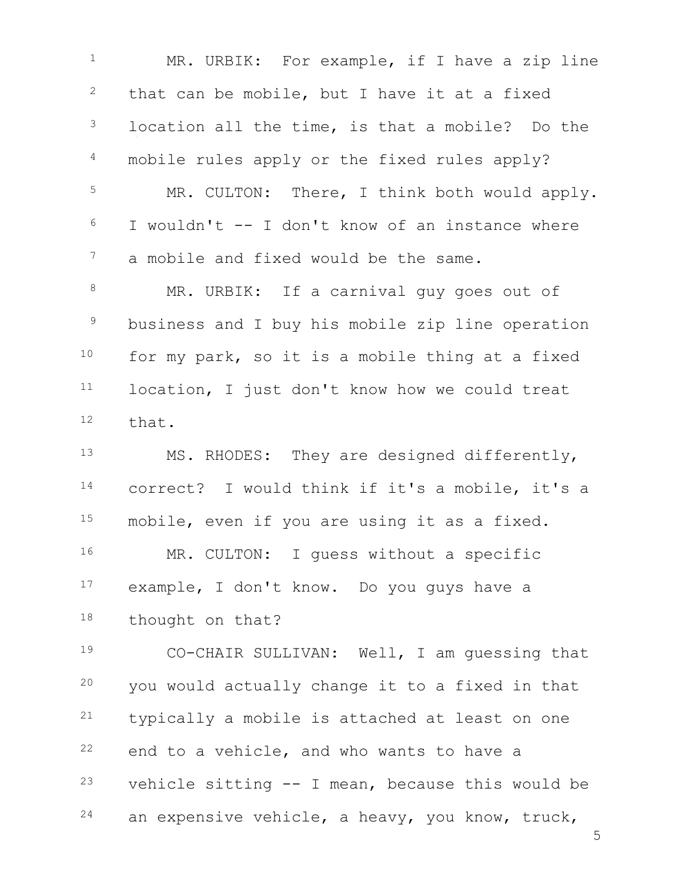MR. URBIK: For example, if I have a zip line that can be mobile, but I have it at a fixed location all the time, is that a mobile? Do the mobile rules apply or the fixed rules apply?

MR. CULTON: There, I think both would apply. I wouldn't -- I don't know of an instance where a mobile and fixed would be the same.

MR. URBIK: If a carnival guy goes out of business and I buy his mobile zip line operation for my park, so it is a mobile thing at a fixed location, I just don't know how we could treat that.

MS. RHODES: They are designed differently, correct? I would think if it's a mobile, it's a mobile, even if you are using it as a fixed.

MR. CULTON: I guess without a specific example, I don't know. Do you guys have a thought on that?

CO-CHAIR SULLIVAN: Well, I am guessing that you would actually change it to a fixed in that typically a mobile is attached at least on one end to a vehicle, and who wants to have a vehicle sitting -- I mean, because this would be an expensive vehicle, a heavy, you know, truck,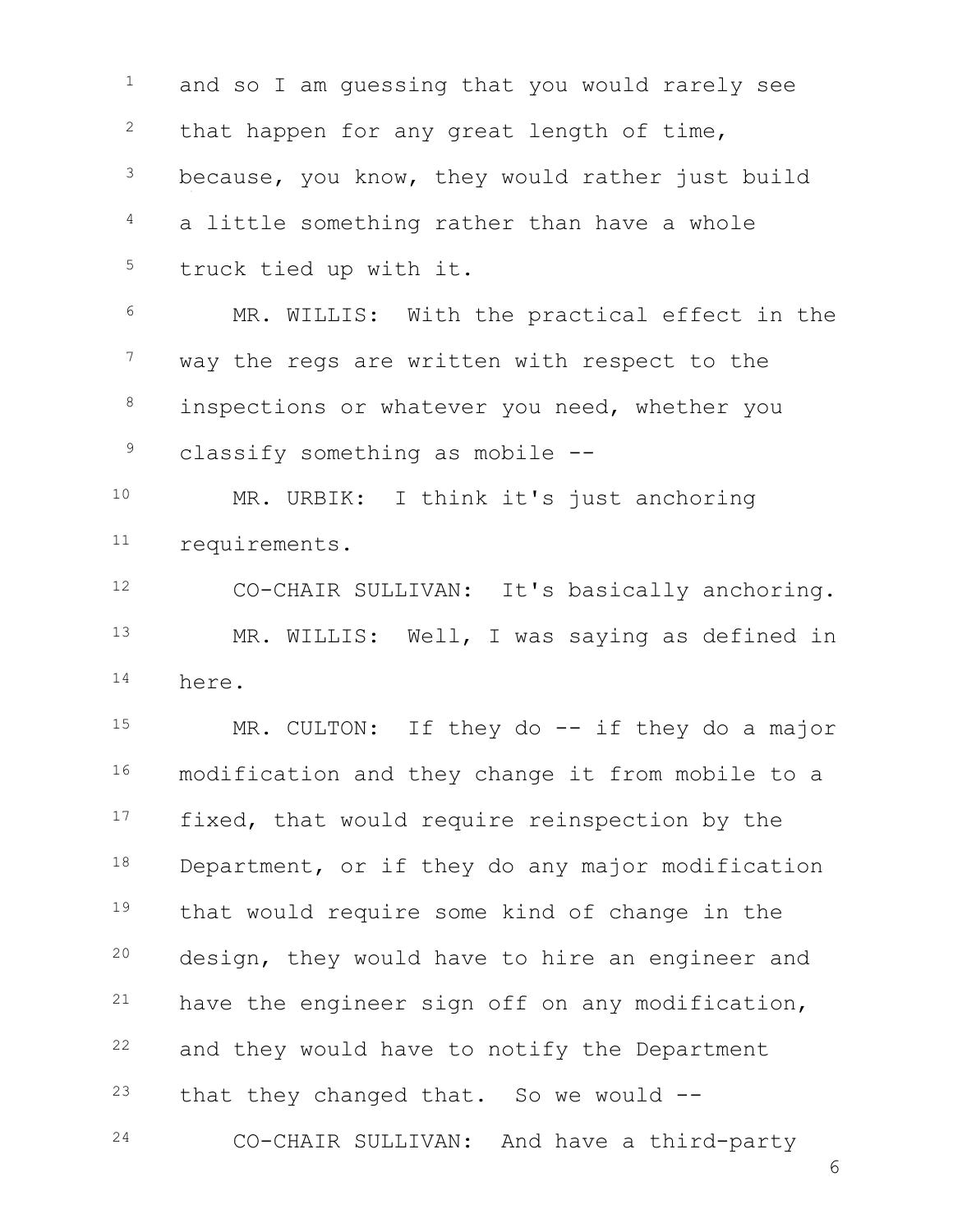and so I am guessing that you would rarely see that happen for any great length of time, because, you know, they would rather just build a little something rather than have a whole truck tied up with it.

MR. WILLIS: With the practical effect in the way the regs are written with respect to the inspections or whatever you need, whether you classify something as mobile --

MR. URBIK: I think it's just anchoring requirements.

CO-CHAIR SULLIVAN: It's basically anchoring.

MR. WILLIS: Well, I was saying as defined in here.

MR. CULTON: If they do -- if they do a major modification and they change it from mobile to a fixed, that would require reinspection by the Department, or if they do any major modification that would require some kind of change in the design, they would have to hire an engineer and have the engineer sign off on any modification, and they would have to notify the Department that they changed that. So we would --

CO-CHAIR SULLIVAN: And have a third-party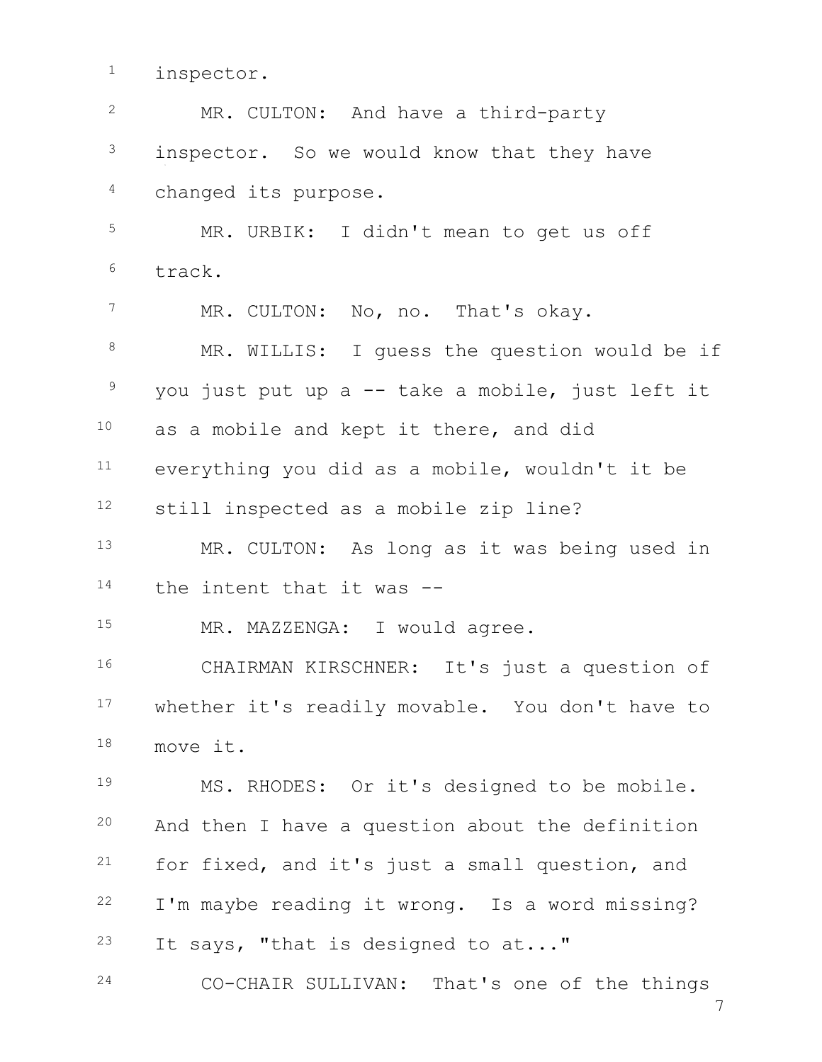inspector.

MR. CULTON: And have a third-party inspector. So we would know that they have changed its purpose.

MR. URBIK: I didn't mean to get us off track.

MR. CULTON: No, no. That's okay.

MR. WILLIS: I guess the question would be if you just put up a -- take a mobile, just left it as a mobile and kept it there, and did everything you did as a mobile, wouldn't it be still inspected as a mobile zip line?

MR. CULTON: As long as it was being used in the intent that it was --

MR. MAZZENGA: I would agree.

CHAIRMAN KIRSCHNER: It's just a question of whether it's readily movable. You don't have to move it.

MS. RHODES: Or it's designed to be mobile. And then I have a question about the definition for fixed, and it's just a small question, and I'm maybe reading it wrong. Is a word missing? It says, "that is designed to at..."

CO-CHAIR SULLIVAN: That's one of the things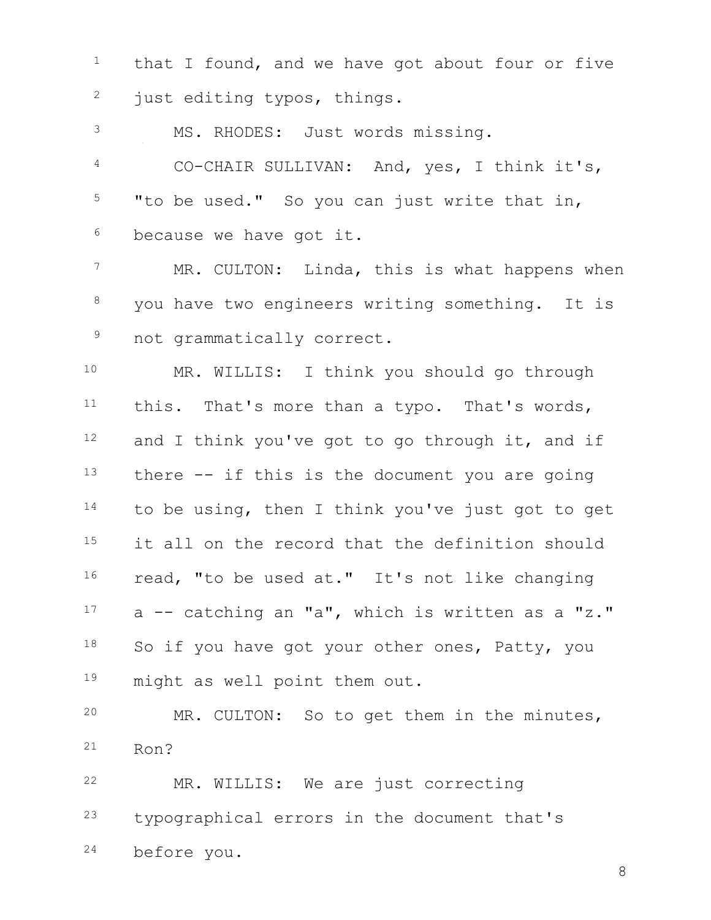that I found, and we have got about four or five just editing typos, things.

MS. RHODES: Just words missing.

CO-CHAIR SULLIVAN: And, yes, I think it's, "to be used." So you can just write that in, because we have got it.

MR. CULTON: Linda, this is what happens when you have two engineers writing something. It is not grammatically correct.

MR. WILLIS: I think you should go through this. That's more than a typo. That's words, and I think you've got to go through it, and if there -- if this is the document you are going to be using, then I think you've just got to get it all on the record that the definition should read, "to be used at." It's not like changing a -- catching an "a", which is written as a "z." So if you have got your other ones, Patty, you might as well point them out.

MR. CULTON: So to get them in the minutes, Ron?

MR. WILLIS: We are just correcting typographical errors in the document that's before you.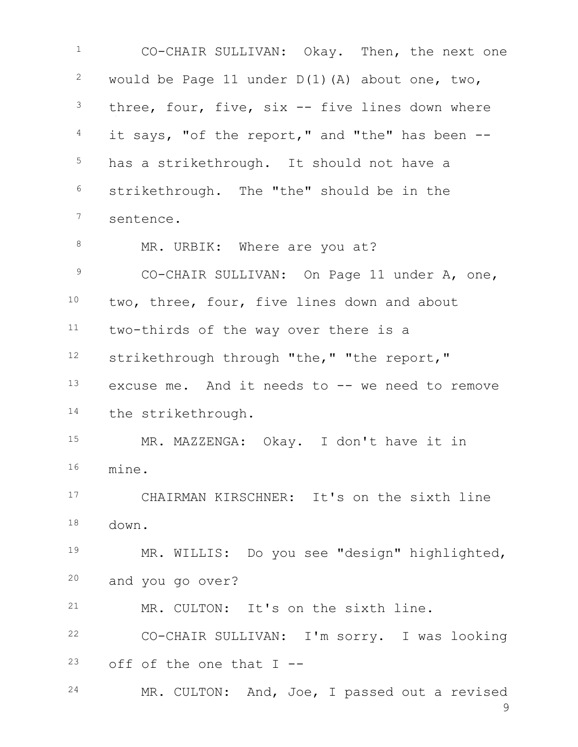CO-CHAIR SULLIVAN: Okay. Then, the next one would be Page 11 under D(1)(A) about one, two, three, four, five, six -- five lines down where it says, "of the report," and "the" has been -- has a strikethrough. It should not have a strikethrough. The "the" should be in the sentence.

MR. URBIK: Where are you at?

CO-CHAIR SULLIVAN: On Page 11 under A, one, two, three, four, five lines down and about two-thirds of the way over there is a strikethrough through "the," "the report," excuse me. And it needs to -- we need to remove the strikethrough.

MR. MAZZENGA: Okay. I don't have it in mine.

CHAIRMAN KIRSCHNER: It's on the sixth line down.

MR. WILLIS: Do you see "design" highlighted, and you go over?

MR. CULTON: It's on the sixth line.

CO-CHAIR SULLIVAN: I'm sorry. I was looking off of the one that I --

MR. CULTON: And, Joe, I passed out a revised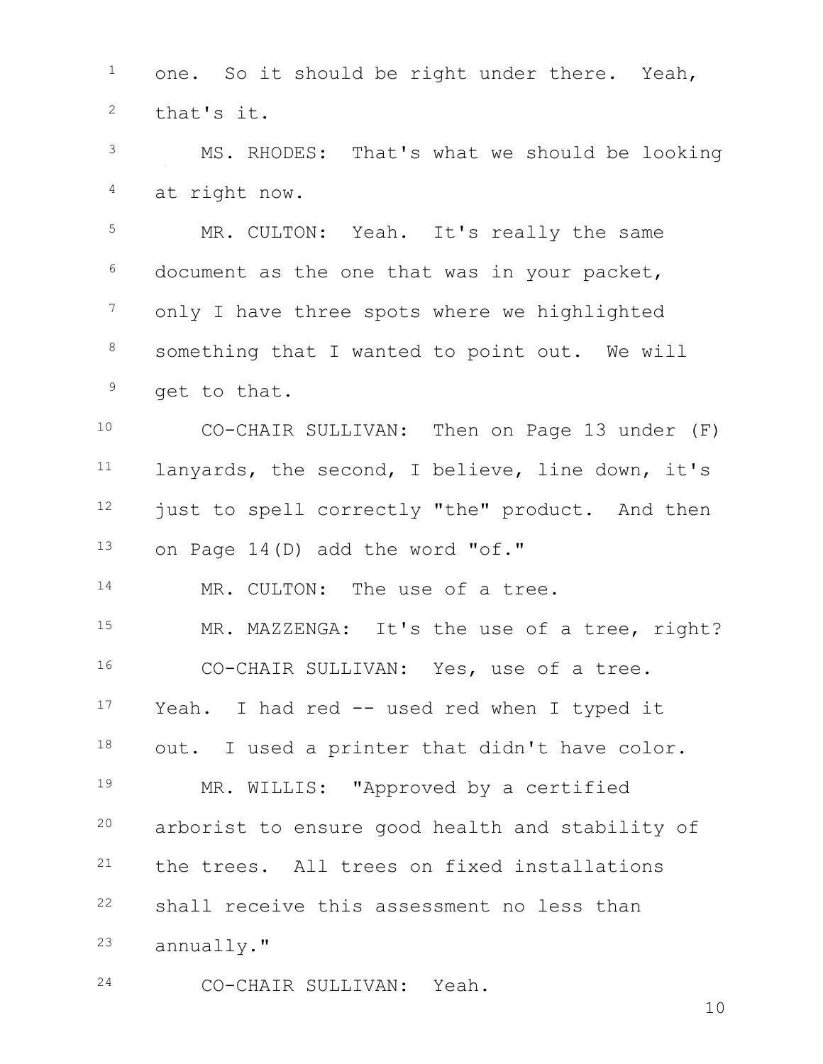one. So it should be right under there. Yeah, that's it.

MS. RHODES: That's what we should be looking at right now.

MR. CULTON: Yeah. It's really the same document as the one that was in your packet, only I have three spots where we highlighted something that I wanted to point out. We will get to that.

CO-CHAIR SULLIVAN: Then on Page 13 under (F) lanyards, the second, I believe, line down, it's just to spell correctly "the" product. And then on Page 14(D) add the word "of."

MR. CULTON: The use of a tree.

MR. MAZZENGA: It's the use of a tree, right?

CO-CHAIR SULLIVAN: Yes, use of a tree. Yeah. I had red -- used red when I typed it out. I used a printer that didn't have color.

MR. WILLIS: "Approved by a certified arborist to ensure good health and stability of the trees. All trees on fixed installations shall receive this assessment no less than annually."

CO-CHAIR SULLIVAN: Yeah.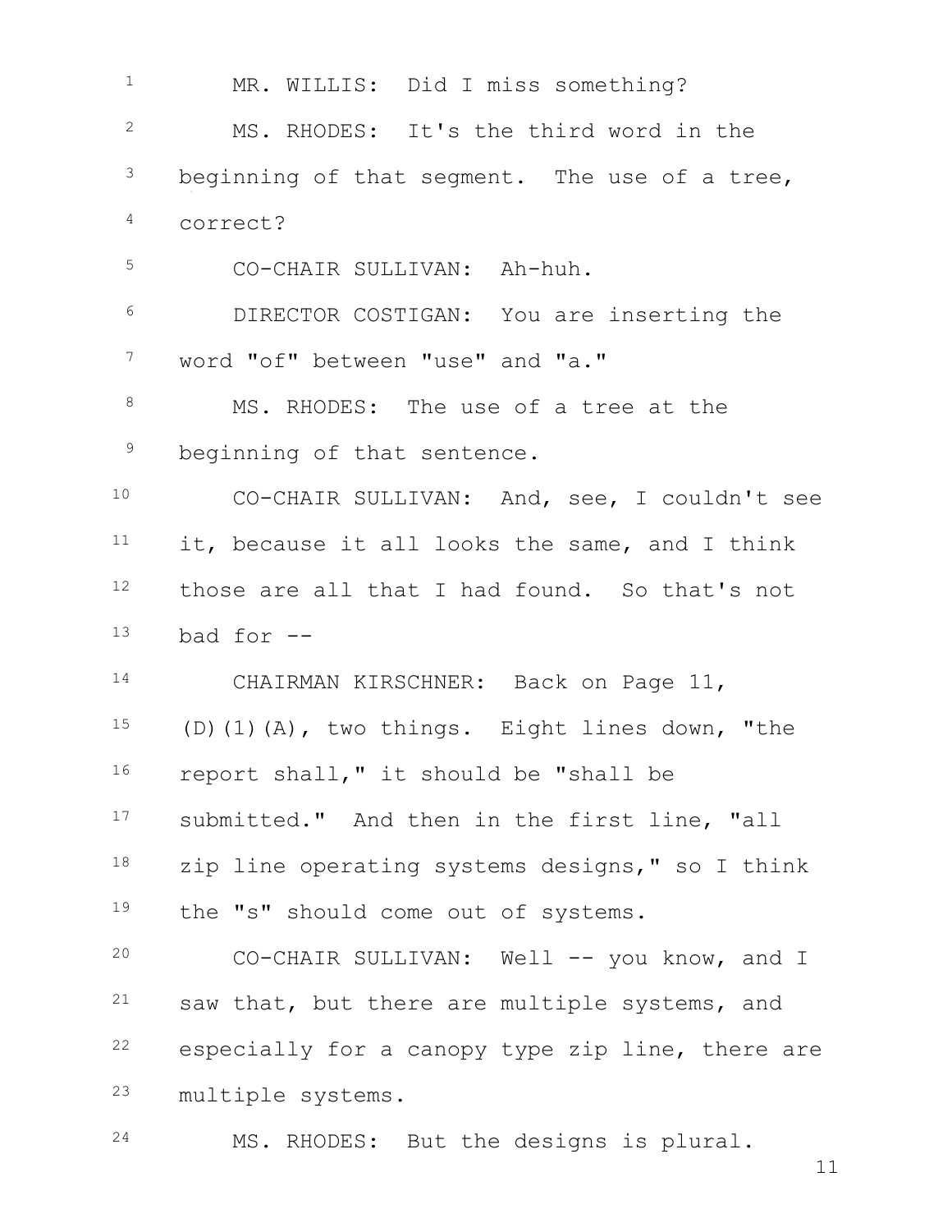MR. WILLIS: Did I miss something?

MS. RHODES: It's the third word in the beginning of that segment. The use of a tree, correct?

CO-CHAIR SULLIVAN: Ah-huh.

DIRECTOR COSTIGAN: You are inserting the word "of" between "use" and "a."

MS. RHODES: The use of a tree at the beginning of that sentence.

CO-CHAIR SULLIVAN: And, see, I couldn't see it, because it all looks the same, and I think those are all that I had found. So that's not bad for --

CHAIRMAN KIRSCHNER: Back on Page 11, (D)(1)(A), two things. Eight lines down, "the report shall," it should be "shall be submitted." And then in the first line, "all zip line operating systems designs," so I think the "s" should come out of systems.

CO-CHAIR SULLIVAN: Well -- you know, and I saw that, but there are multiple systems, and especially for a canopy type zip line, there are multiple systems.

MS. RHODES: But the designs is plural.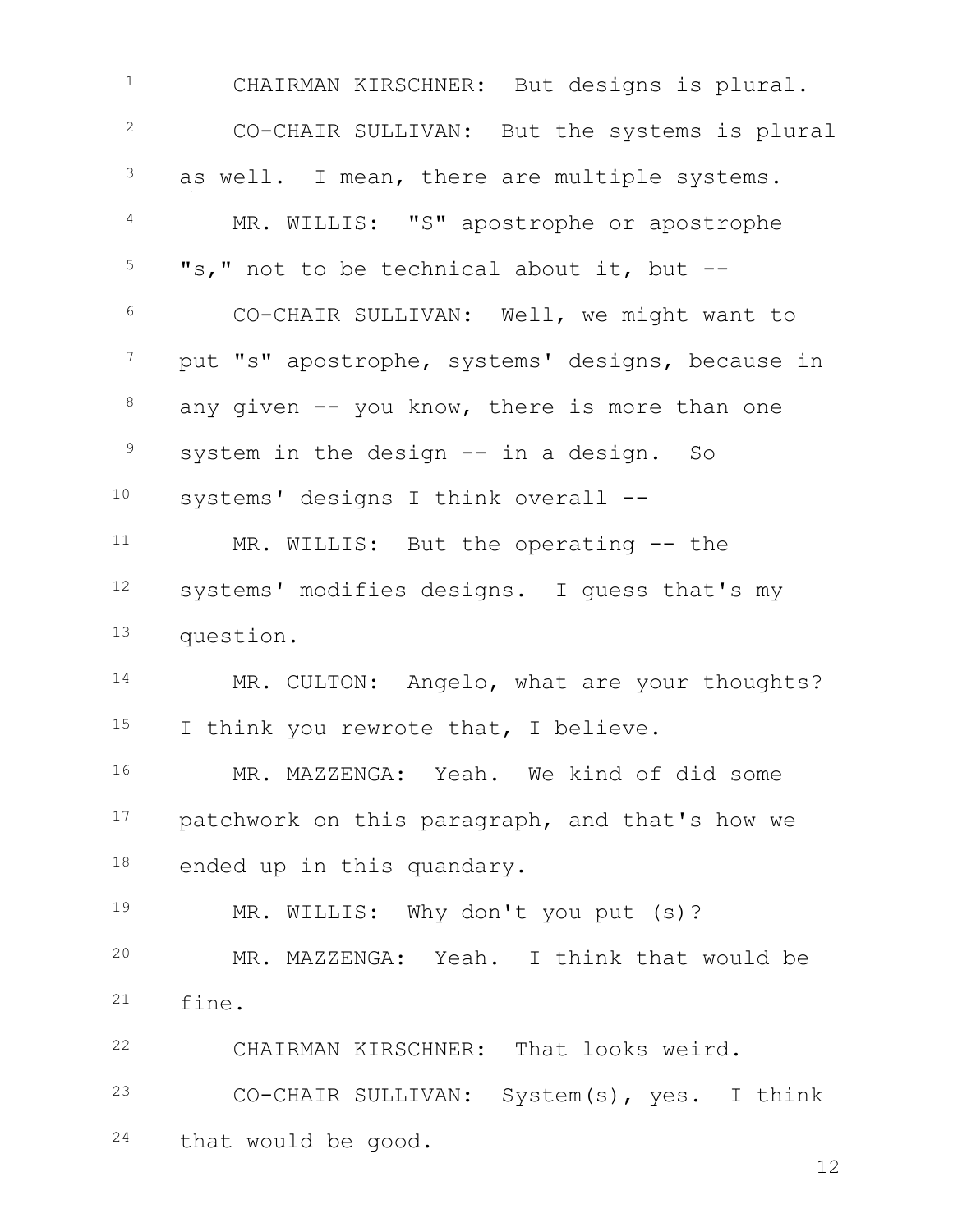CHAIRMAN KIRSCHNER: But designs is plural.

CO-CHAIR SULLIVAN: But the systems is plural as well. I mean, there are multiple systems.

MR. WILLIS: "S" apostrophe or apostrophe "s," not to be technical about it, but --

CO-CHAIR SULLIVAN: Well, we might want to put "s" apostrophe, systems' designs, because in any given -- you know, there is more than one system in the design -- in a design. So systems' designs I think overall --

MR. WILLIS: But the operating -- the systems' modifies designs. I guess that's my question.

MR. CULTON: Angelo, what are your thoughts? I think you rewrote that, I believe.

MR. MAZZENGA: Yeah. We kind of did some patchwork on this paragraph, and that's how we ended up in this quandary.

MR. WILLIS: Why don't you put (s)?

MR. MAZZENGA: Yeah. I think that would be fine.

CHAIRMAN KIRSCHNER: That looks weird.

CO-CHAIR SULLIVAN: System(s), yes. I think that would be good.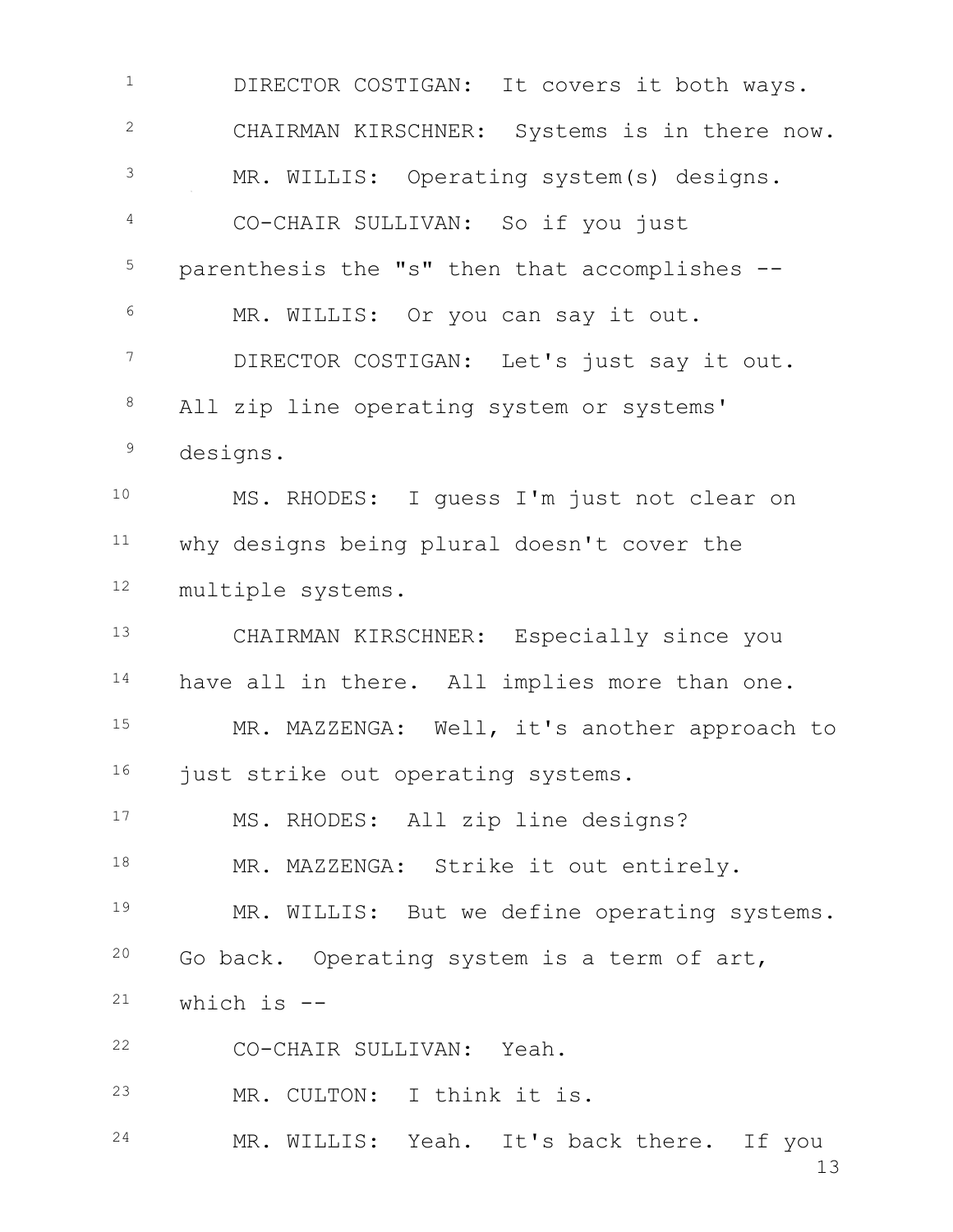DIRECTOR COSTIGAN: It covers it both ways.

CHAIRMAN KIRSCHNER: Systems is in there now.

MR. WILLIS: Operating system(s) designs.

CO-CHAIR SULLIVAN: So if you just parenthesis the "s" then that accomplishes --

MR. WILLIS: Or you can say it out.

DIRECTOR COSTIGAN: Let's just say it out. All zip line operating system or systems' designs.

MS. RHODES: I guess I'm just not clear on why designs being plural doesn't cover the multiple systems.

CHAIRMAN KIRSCHNER: Especially since you have all in there. All implies more than one.

MR. MAZZENGA: Well, it's another approach to just strike out operating systems.

MS. RHODES: All zip line designs?

MR. MAZZENGA: Strike it out entirely.

MR. WILLIS: But we define operating systems. Go back. Operating system is a term of art, which is --

CO-CHAIR SULLIVAN: Yeah.

MR. CULTON: I think it is.

MR. WILLIS: Yeah. It's back there. If you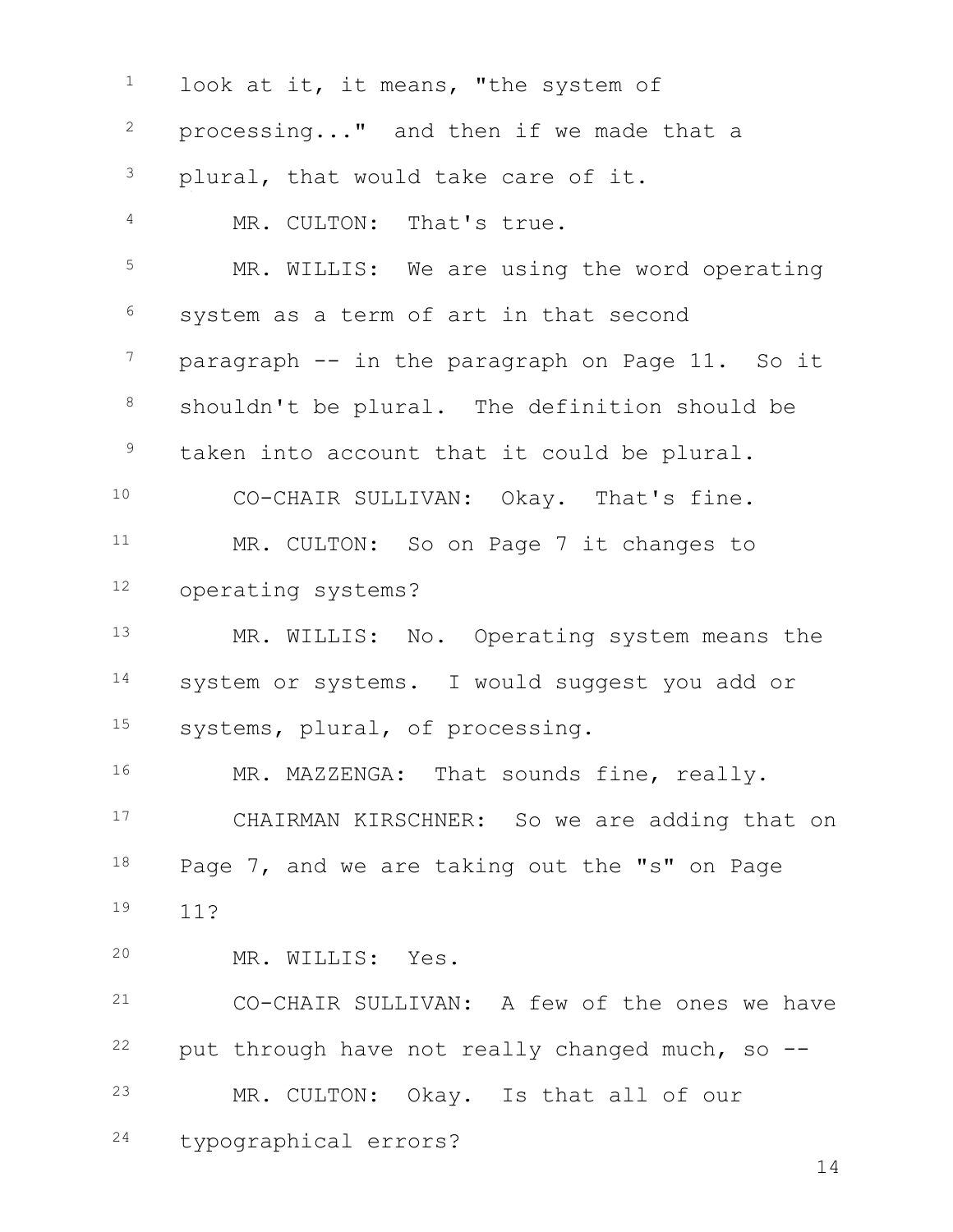look at it, it means, "the system of processing..." and then if we made that a plural, that would take care of it.

MR. CULTON: That's true.

MR. WILLIS: We are using the word operating system as a term of art in that second paragraph -- in the paragraph on Page 11. So it shouldn't be plural. The definition should be taken into account that it could be plural.

CO-CHAIR SULLIVAN: Okay. That's fine.

MR. CULTON: So on Page 7 it changes to operating systems?

MR. WILLIS: No. Operating system means the system or systems. I would suggest you add or systems, plural, of processing.

MR. MAZZENGA: That sounds fine, really.

CHAIRMAN KIRSCHNER: So we are adding that on Page 7, and we are taking out the "s" on Page 11?

MR. WILLIS: Yes.

CO-CHAIR SULLIVAN: A few of the ones we have put through have not really changed much, so --

MR. CULTON: Okay. Is that all of our typographical errors?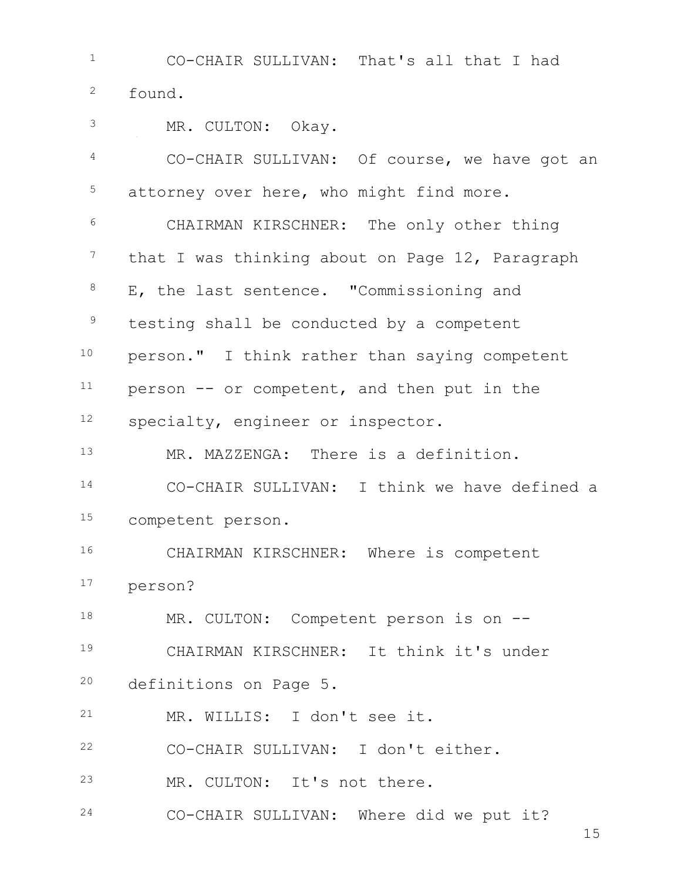CO-CHAIR SULLIVAN: That's all that I had found.

MR. CULTON: Okay.

CO-CHAIR SULLIVAN: Of course, we have got an attorney over here, who might find more.

CHAIRMAN KIRSCHNER: The only other thing that I was thinking about on Page 12, Paragraph E, the last sentence. "Commissioning and testing shall be conducted by a competent person." I think rather than saying competent person -- or competent, and then put in the specialty, engineer or inspector.

MR. MAZZENGA: There is a definition.

CO-CHAIR SULLIVAN: I think we have defined a competent person.

CHAIRMAN KIRSCHNER: Where is competent person?

MR. CULTON: Competent person is on --

CHAIRMAN KIRSCHNER: It think it's under definitions on Page 5.

MR. WILLIS: I don't see it.

CO-CHAIR SULLIVAN: I don't either.

MR. CULTON: It's not there.

CO-CHAIR SULLIVAN: Where did we put it?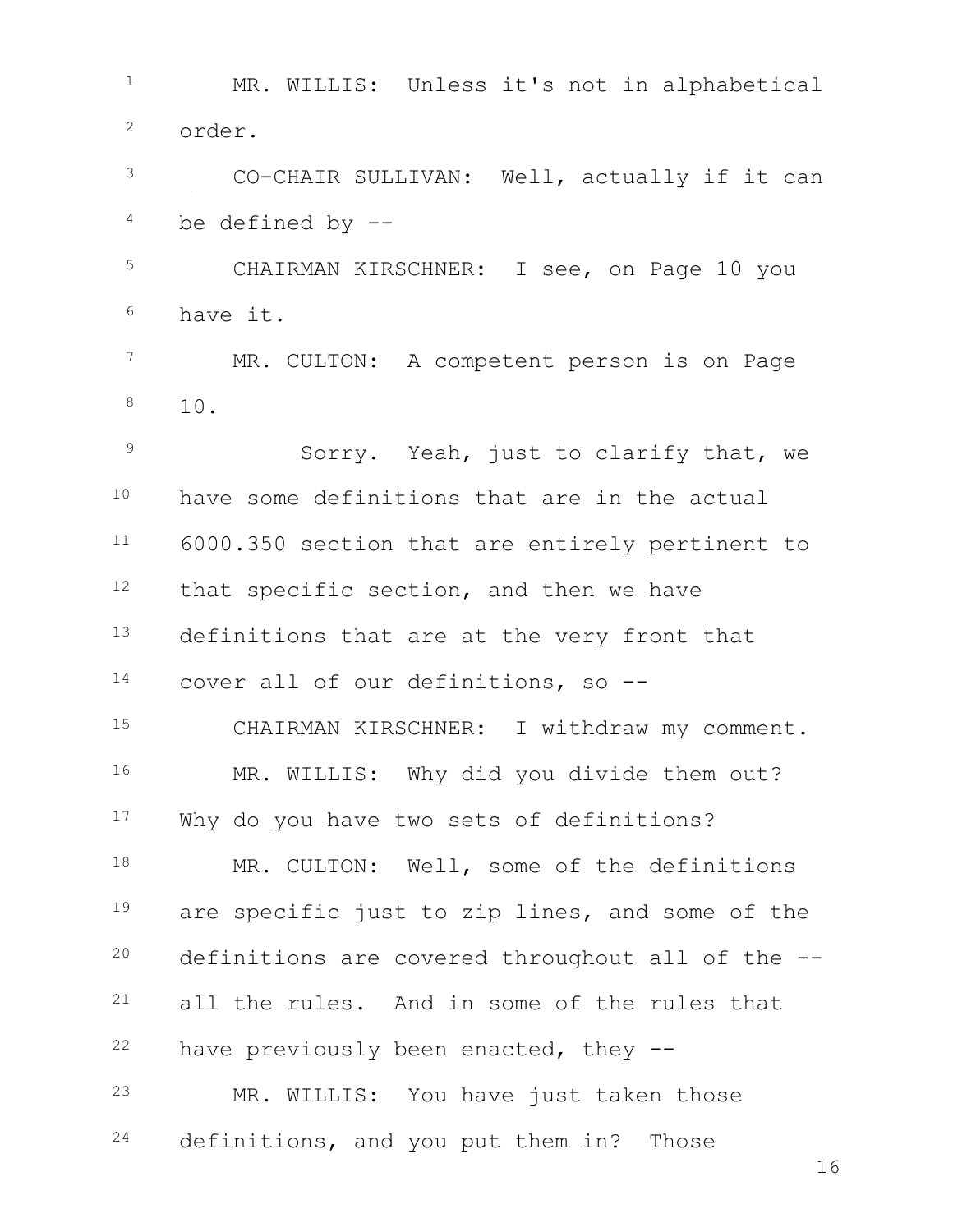MR. WILLIS: Unless it's not in alphabetical order.

CO-CHAIR SULLIVAN: Well, actually if it can be defined by --

CHAIRMAN KIRSCHNER: I see, on Page 10 you have it.

MR. CULTON: A competent person is on Page 10.

Sorry. Yeah, just to clarify that, we have some definitions that are in the actual 6000.350 section that are entirely pertinent to that specific section, and then we have definitions that are at the very front that cover all of our definitions, so --

CHAIRMAN KIRSCHNER: I withdraw my comment.

MR. WILLIS: Why did you divide them out? Why do you have two sets of definitions?

MR. CULTON: Well, some of the definitions are specific just to zip lines, and some of the definitions are covered throughout all of the -- all the rules. And in some of the rules that have previously been enacted, they --

MR. WILLIS: You have just taken those definitions, and you put them in? Those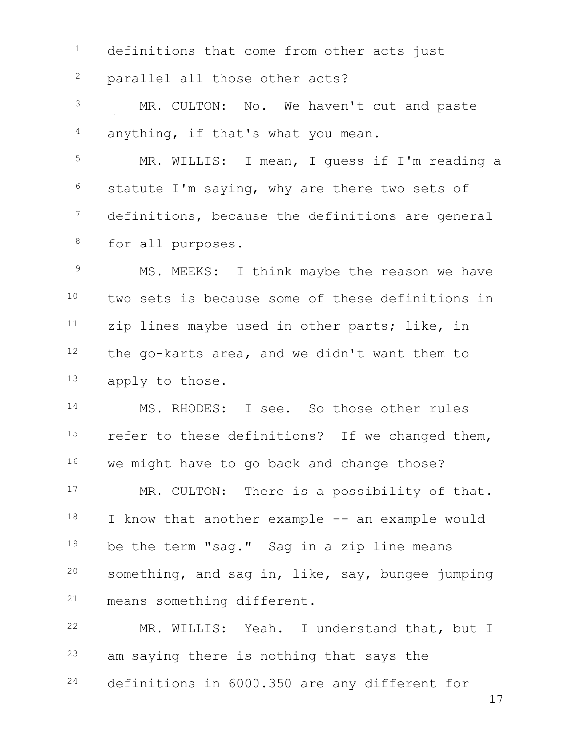definitions that come from other acts just parallel all those other acts?

MR. CULTON: No. We haven't cut and paste anything, if that's what you mean.

MR. WILLIS: I mean, I guess if I'm reading a statute I'm saying, why are there two sets of definitions, because the definitions are general for all purposes.

MS. MEEKS: I think maybe the reason we have two sets is because some of these definitions in zip lines maybe used in other parts; like, in the go-karts area, and we didn't want them to apply to those.

MS. RHODES: I see. So those other rules refer to these definitions? If we changed them, we might have to go back and change those?

MR. CULTON: There is a possibility of that. I know that another example -- an example would be the term "sag." Sag in a zip line means something, and sag in, like, say, bungee jumping means something different.

MR. WILLIS: Yeah. I understand that, but I am saying there is nothing that says the definitions in 6000.350 are any different for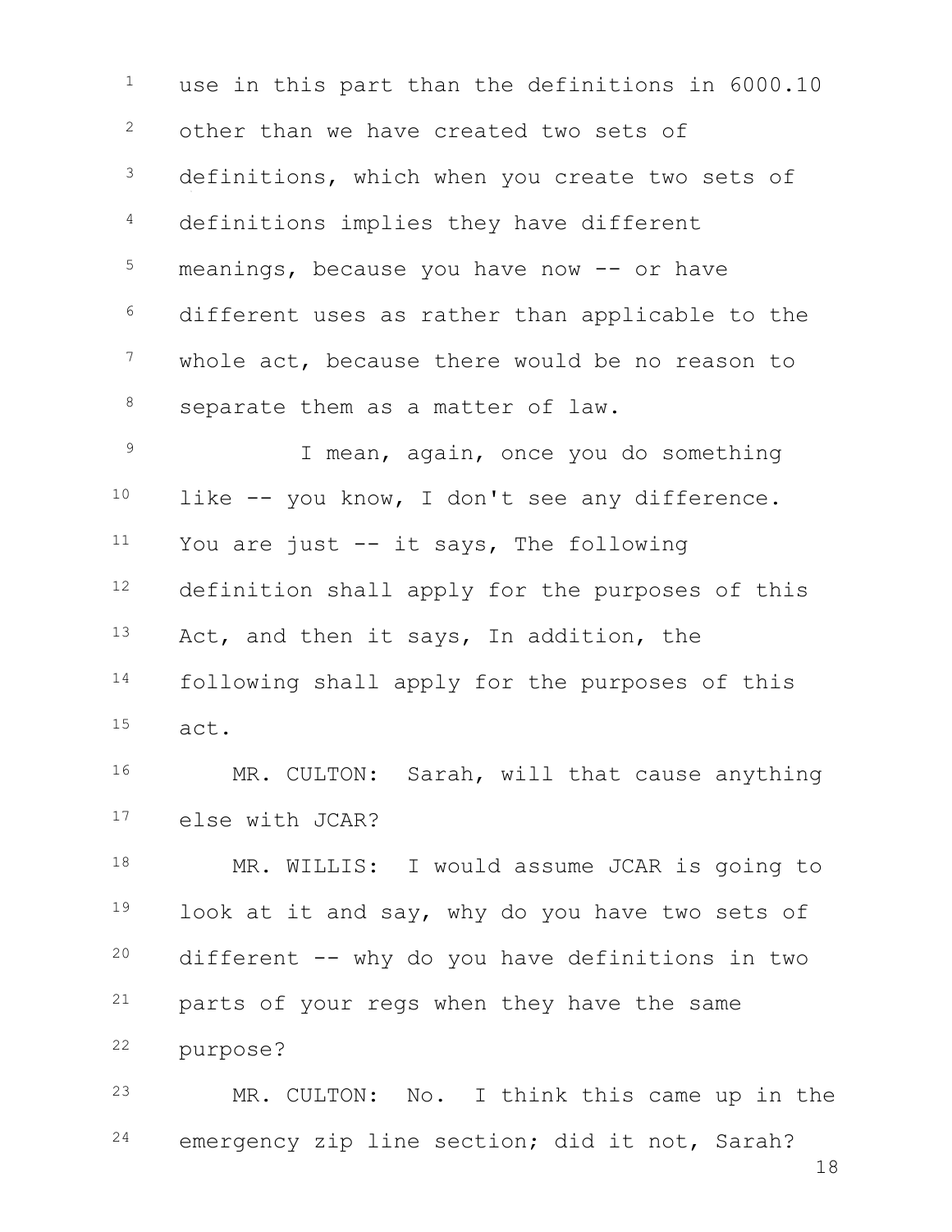use in this part than the definitions in 6000.10 other than we have created two sets of definitions, which when you create two sets of definitions implies they have different meanings, because you have now -- or have different uses as rather than applicable to the whole act, because there would be no reason to separate them as a matter of law.

I mean, again, once you do something like -- you know, I don't see any difference. You are just -- it says, The following definition shall apply for the purposes of this Act, and then it says, In addition, the following shall apply for the purposes of this act.

MR. CULTON: Sarah, will that cause anything else with JCAR?

MR. WILLIS: I would assume JCAR is going to look at it and say, why do you have two sets of different -- why do you have definitions in two parts of your regs when they have the same purpose?

MR. CULTON: No. I think this came up in the emergency zip line section; did it not, Sarah?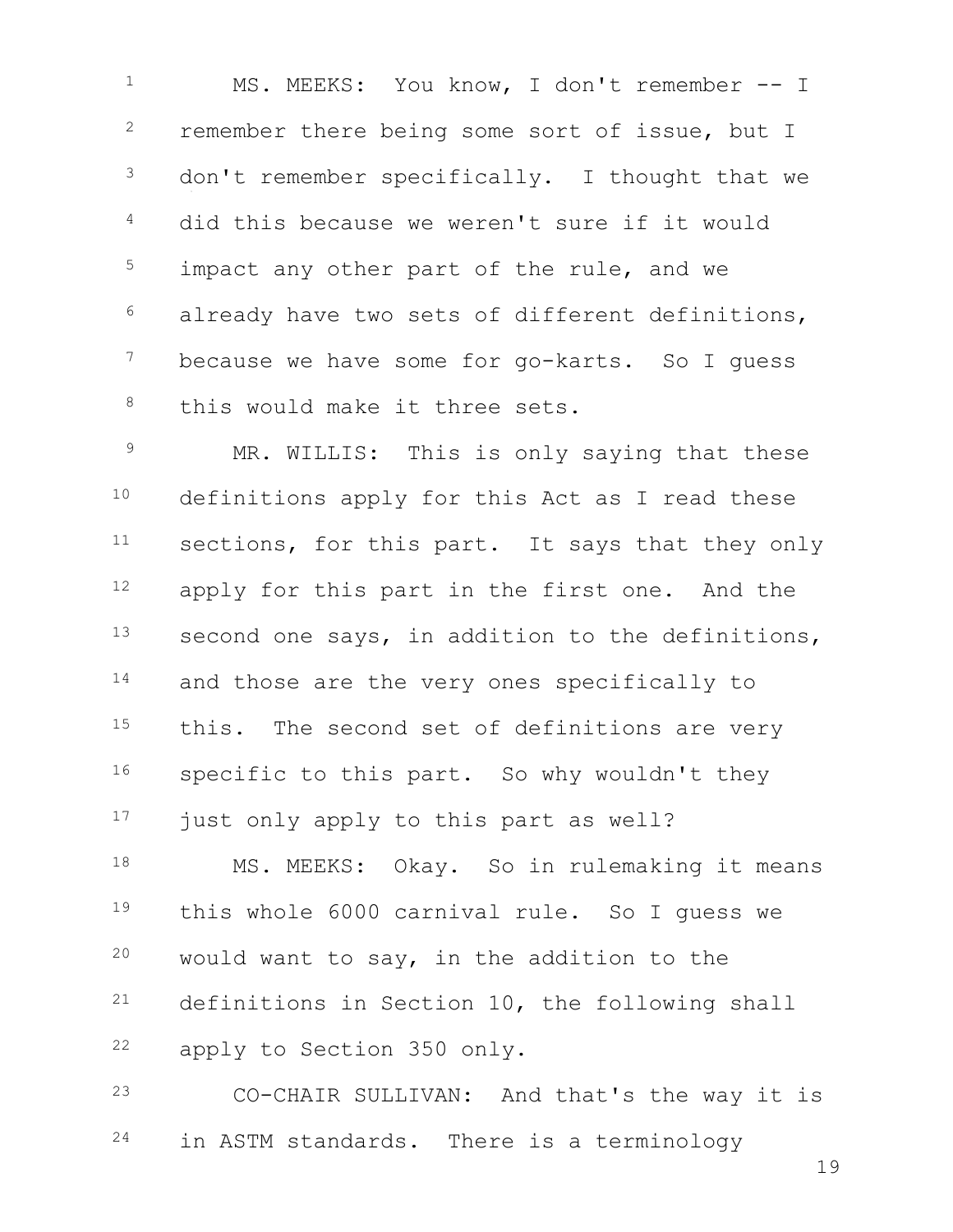MS. MEEKS: You know, I don't remember -- I remember there being some sort of issue, but I don't remember specifically. I thought that we did this because we weren't sure if it would impact any other part of the rule, and we already have two sets of different definitions, because we have some for go-karts. So I guess this would make it three sets.

MR. WILLIS: This is only saying that these definitions apply for this Act as I read these sections, for this part. It says that they only apply for this part in the first one. And the second one says, in addition to the definitions, and those are the very ones specifically to this. The second set of definitions are very specific to this part. So why wouldn't they just only apply to this part as well?

MS. MEEKS: Okay. So in rulemaking it means this whole 6000 carnival rule. So I guess we would want to say, in the addition to the definitions in Section 10, the following shall apply to Section 350 only.

CO-CHAIR SULLIVAN: And that's the way it is in ASTM standards. There is a terminology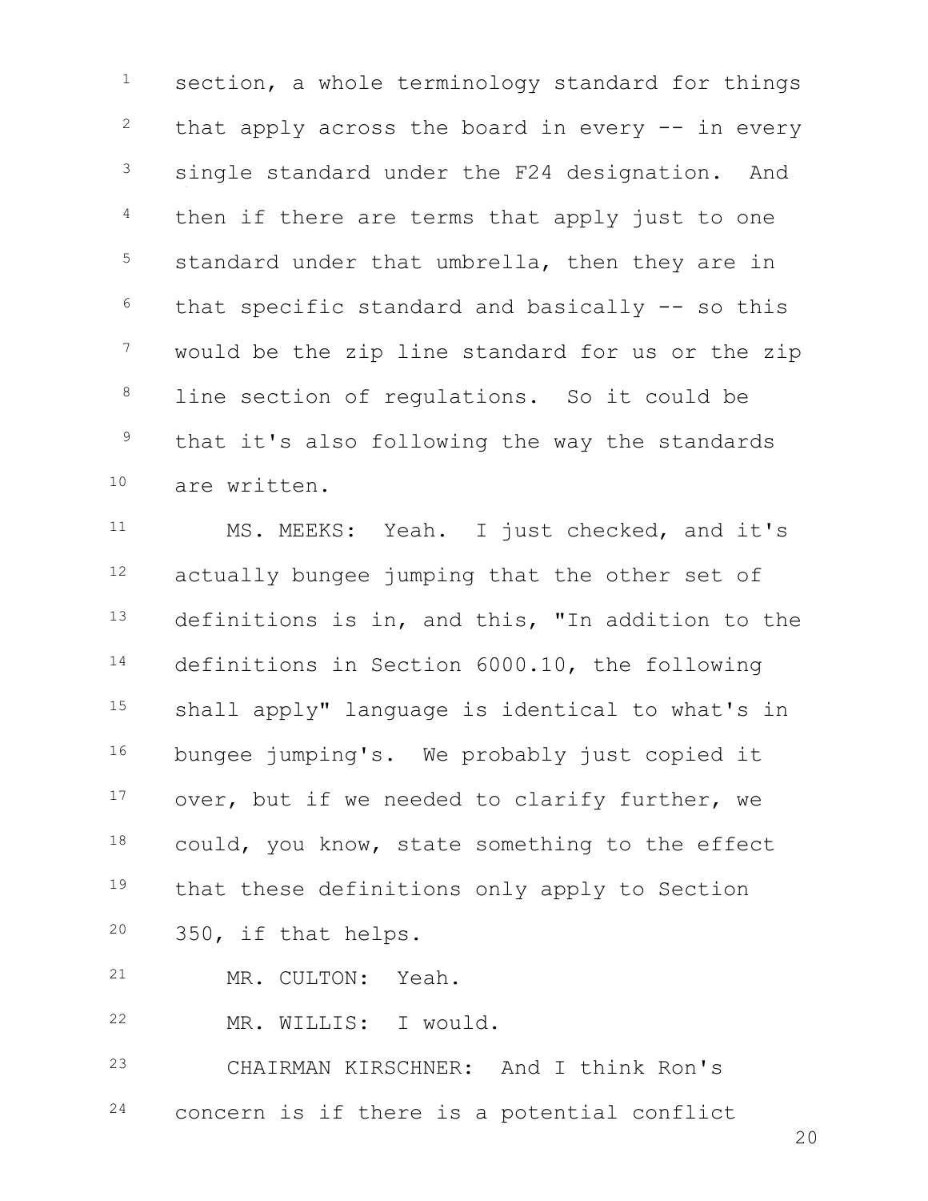section, a whole terminology standard for things that apply across the board in every -- in every single standard under the F24 designation. And then if there are terms that apply just to one standard under that umbrella, then they are in that specific standard and basically -- so this would be the zip line standard for us or the zip line section of regulations. So it could be that it's also following the way the standards are written.

MS. MEEKS: Yeah. I just checked, and it's actually bungee jumping that the other set of definitions is in, and this, "In addition to the definitions in Section 6000.10, the following shall apply" language is identical to what's in bungee jumping's. We probably just copied it over, but if we needed to clarify further, we could, you know, state something to the effect that these definitions only apply to Section 350, if that helps.

MR. CULTON: Yeah.

MR. WILLIS: I would.

CHAIRMAN KIRSCHNER: And I think Ron's concern is if there is a potential conflict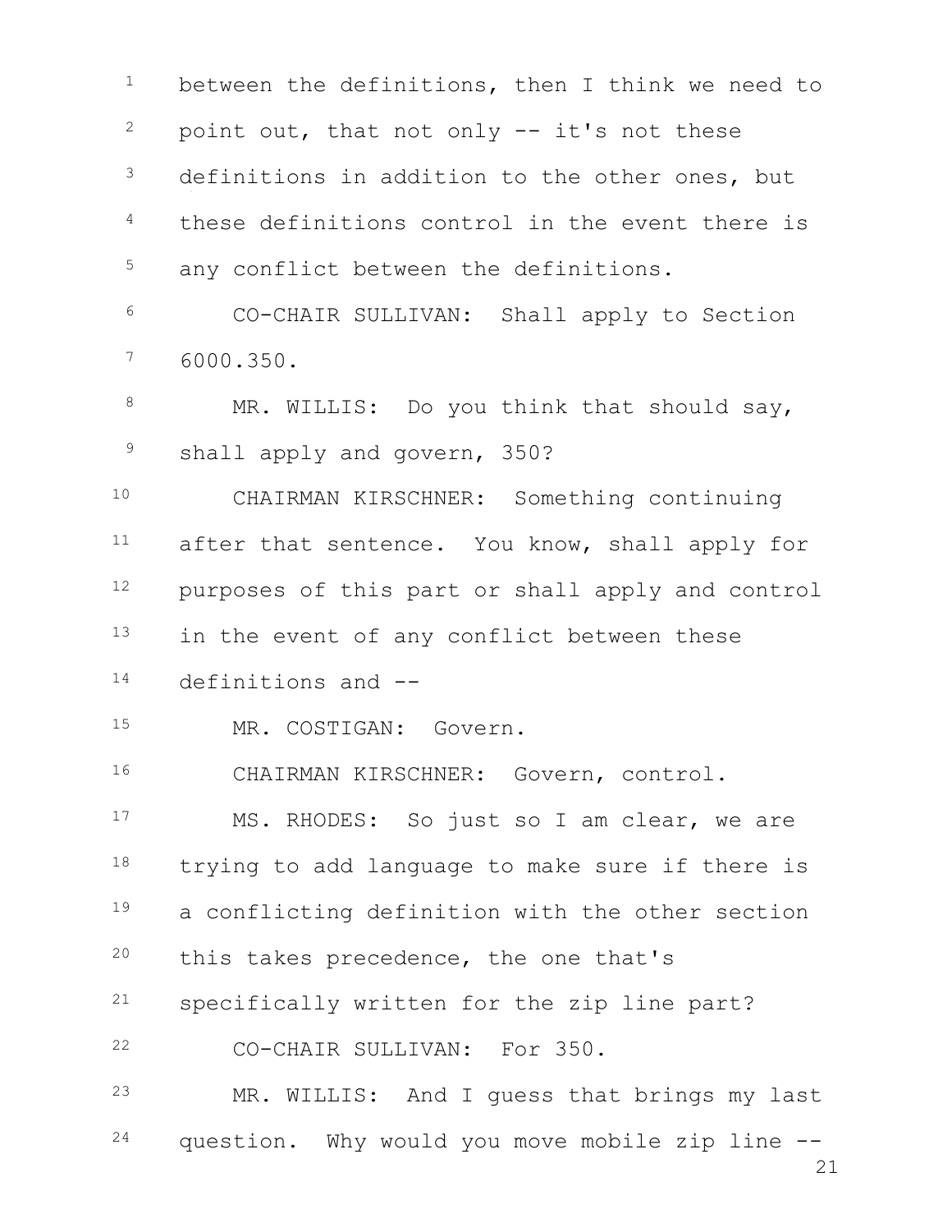between the definitions, then I think we need to point out, that not only -- it's not these definitions in addition to the other ones, but these definitions control in the event there is any conflict between the definitions.

CO-CHAIR SULLIVAN: Shall apply to Section 6000.350.

MR. WILLIS: Do you think that should say, shall apply and govern, 350?

CHAIRMAN KIRSCHNER: Something continuing after that sentence. You know, shall apply for purposes of this part or shall apply and control in the event of any conflict between these definitions and --

MR. COSTIGAN: Govern.

CHAIRMAN KIRSCHNER: Govern, control.

MS. RHODES: So just so I am clear, we are trying to add language to make sure if there is a conflicting definition with the other section this takes precedence, the one that's specifically written for the zip line part?

CO-CHAIR SULLIVAN: For 350.

MR. WILLIS: And I guess that brings my last question. Why would you move mobile zip line --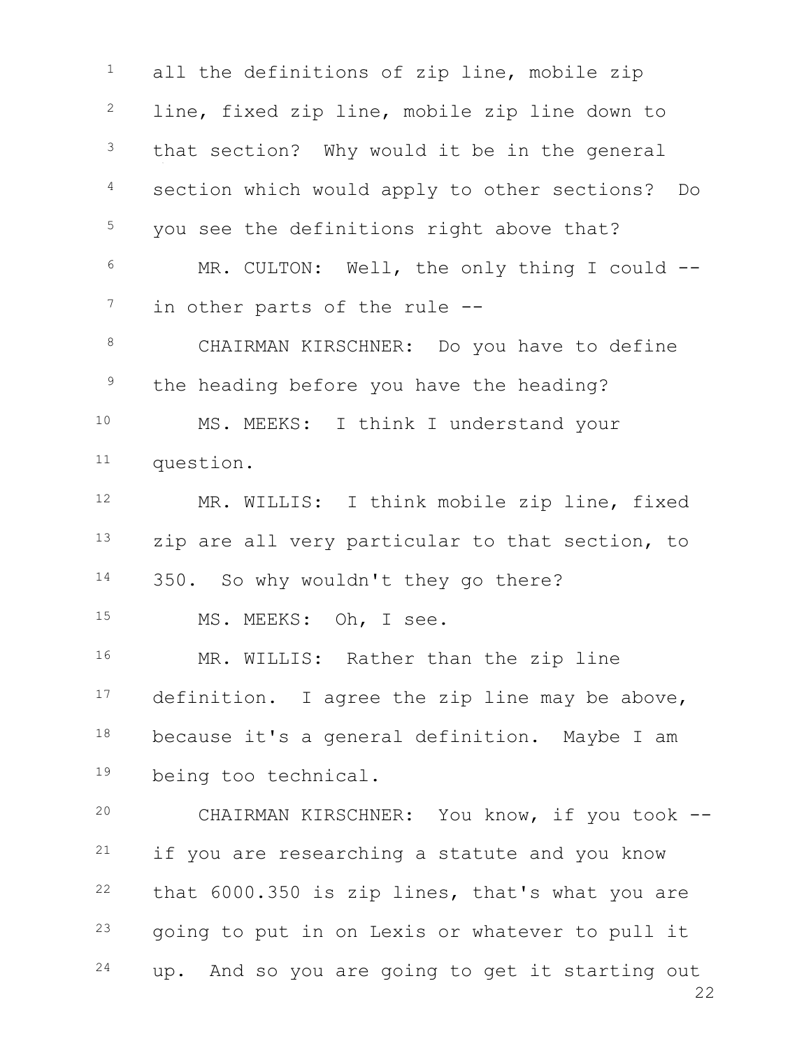all the definitions of zip line, mobile zip line, fixed zip line, mobile zip line down to that section? Why would it be in the general section which would apply to other sections? Do you see the definitions right above that?

MR. CULTON: Well, the only thing I could -- in other parts of the rule --

CHAIRMAN KIRSCHNER: Do you have to define the heading before you have the heading?

MS. MEEKS: I think I understand your question.

MR. WILLIS: I think mobile zip line, fixed zip are all very particular to that section, to 350. So why wouldn't they go there?

MS. MEEKS: Oh, I see.

MR. WILLIS: Rather than the zip line definition. I agree the zip line may be above, because it's a general definition. Maybe I am being too technical.

CHAIRMAN KIRSCHNER: You know, if you took -- if you are researching a statute and you know that 6000.350 is zip lines, that's what you are going to put in on Lexis or whatever to pull it up. And so you are going to get it starting out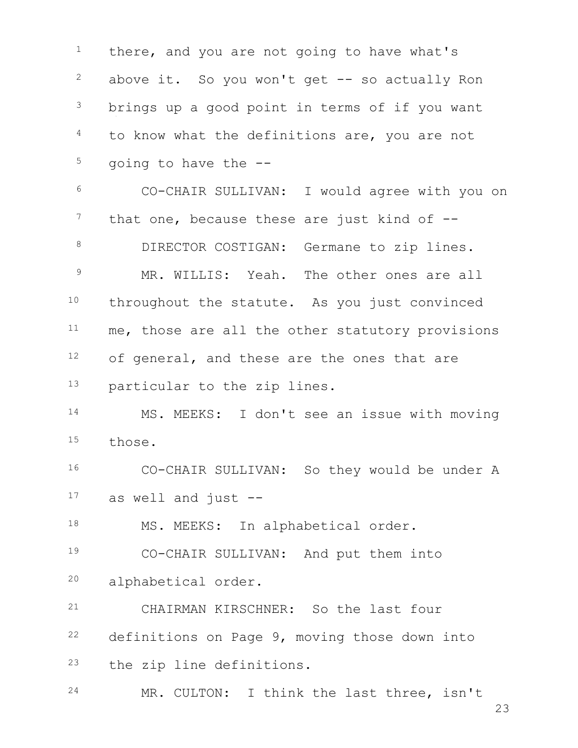there, and you are not going to have what's above it. So you won't get -- so actually Ron brings up a good point in terms of if you want to know what the definitions are, you are not going to have the --

CO-CHAIR SULLIVAN: I would agree with you on that one, because these are just kind of --

DIRECTOR COSTIGAN: Germane to zip lines.

MR. WILLIS: Yeah. The other ones are all throughout the statute. As you just convinced me, those are all the other statutory provisions of general, and these are the ones that are particular to the zip lines.

MS. MEEKS: I don't see an issue with moving those.

CO-CHAIR SULLIVAN: So they would be under A as well and just --

MS. MEEKS: In alphabetical order.

CO-CHAIR SULLIVAN: And put them into alphabetical order.

CHAIRMAN KIRSCHNER: So the last four definitions on Page 9, moving those down into the zip line definitions.

MR. CULTON: I think the last three, isn't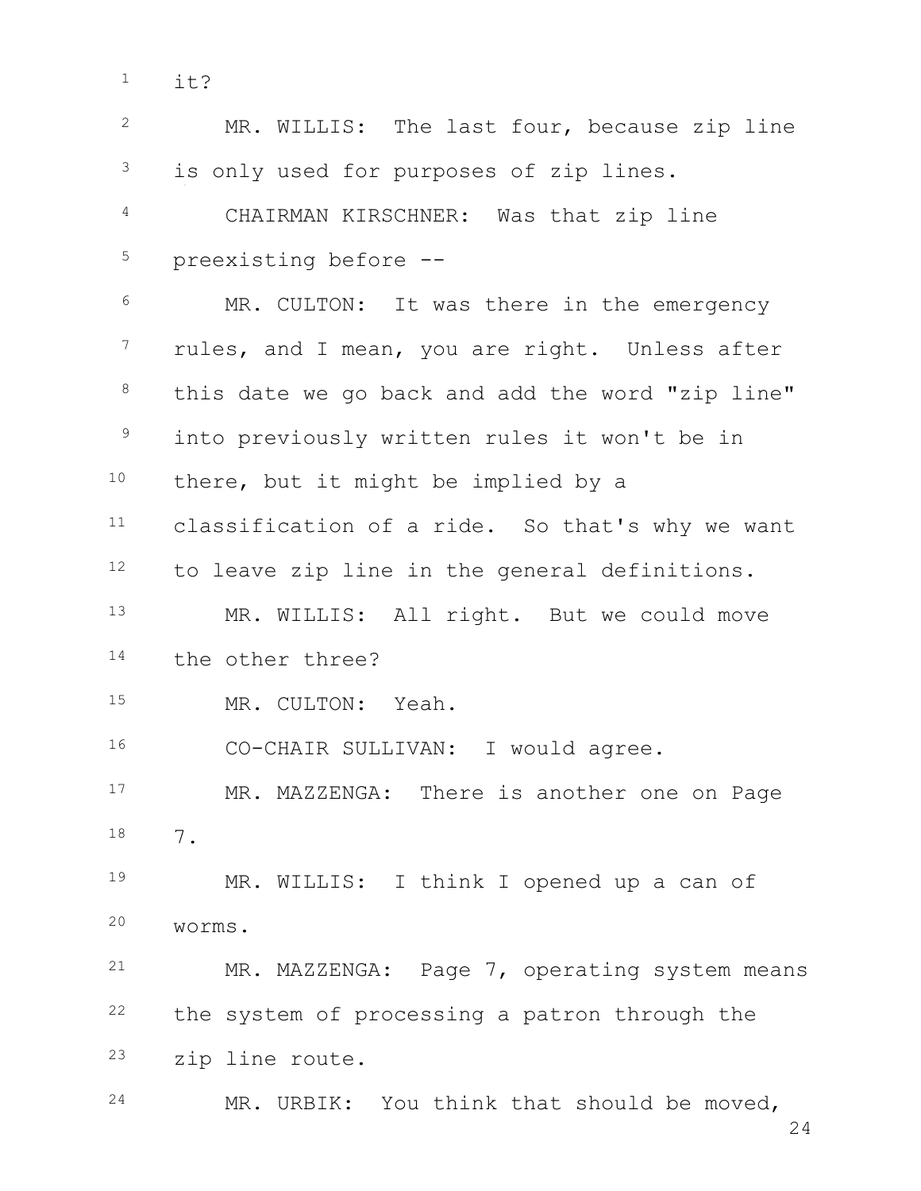it?

MR. WILLIS: The last four, because zip line is only used for purposes of zip lines.

CHAIRMAN KIRSCHNER: Was that zip line preexisting before --

MR. CULTON: It was there in the emergency rules, and I mean, you are right. Unless after this date we go back and add the word "zip line" into previously written rules it won't be in there, but it might be implied by a classification of a ride. So that's why we want to leave zip line in the general definitions.

MR. WILLIS: All right. But we could move the other three?

MR. CULTON: Yeah.

CO-CHAIR SULLIVAN: I would agree.

MR. MAZZENGA: There is another one on Page 7.

MR. WILLIS: I think I opened up a can of worms.

MR. MAZZENGA: Page 7, operating system means the system of processing a patron through the zip line route.

MR. URBIK: You think that should be moved,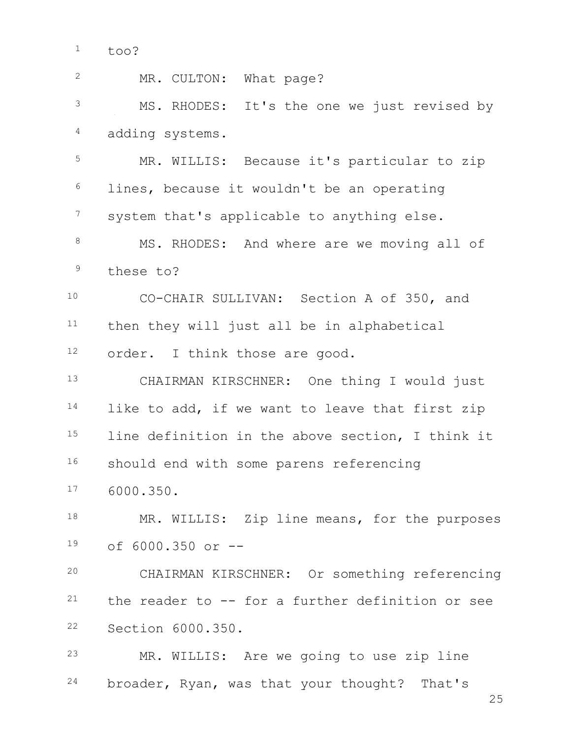too?

MR. CULTON: What page?

MS. RHODES: It's the one we just revised by adding systems.

MR. WILLIS: Because it's particular to zip lines, because it wouldn't be an operating system that's applicable to anything else.

MS. RHODES: And where are we moving all of these to?

CO-CHAIR SULLIVAN: Section A of 350, and then they will just all be in alphabetical order. I think those are good.

CHAIRMAN KIRSCHNER: One thing I would just like to add, if we want to leave that first zip line definition in the above section, I think it should end with some parens referencing 6000.350.

MR. WILLIS: Zip line means, for the purposes of 6000.350 or --

CHAIRMAN KIRSCHNER: Or something referencing the reader to -- for a further definition or see Section 6000.350.

MR. WILLIS: Are we going to use zip line broader, Ryan, was that your thought? That's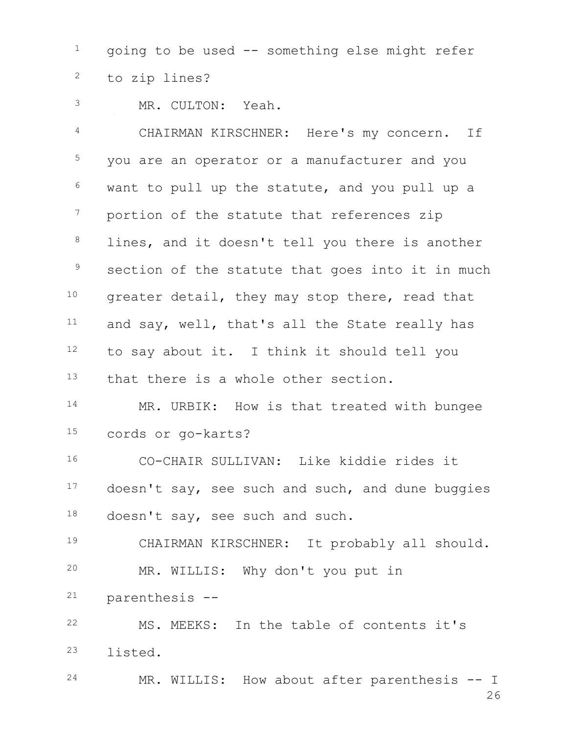going to be used -- something else might refer to zip lines?

MR. CULTON: Yeah.

CHAIRMAN KIRSCHNER: Here's my concern. If you are an operator or a manufacturer and you want to pull up the statute, and you pull up a portion of the statute that references zip lines, and it doesn't tell you there is another section of the statute that goes into it in much greater detail, they may stop there, read that and say, well, that's all the State really has to say about it. I think it should tell you that there is a whole other section.

MR. URBIK: How is that treated with bungee cords or go-karts?

CO-CHAIR SULLIVAN: Like kiddie rides it doesn't say, see such and such, and dune buggies doesn't say, see such and such.

CHAIRMAN KIRSCHNER: It probably all should.

MR. WILLIS: Why don't you put in parenthesis --

MS. MEEKS: In the table of contents it's listed.

MR. WILLIS: How about after parenthesis -- I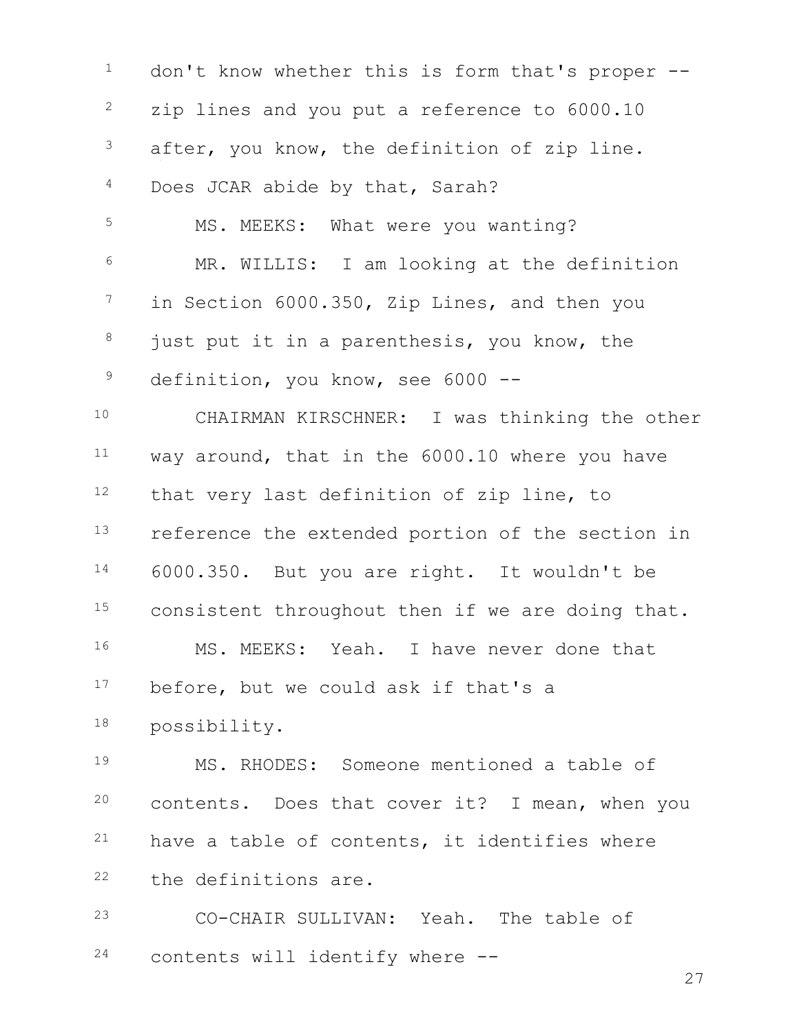don't know whether this is form that's proper -- zip lines and you put a reference to 6000.10 after, you know, the definition of zip line. Does JCAR abide by that, Sarah?

MS. MEEKS: What were you wanting?

MR. WILLIS: I am looking at the definition in Section 6000.350, Zip Lines, and then you just put it in a parenthesis, you know, the definition, you know, see 6000 --

CHAIRMAN KIRSCHNER: I was thinking the other way around, that in the 6000.10 where you have that very last definition of zip line, to reference the extended portion of the section in 6000.350. But you are right. It wouldn't be consistent throughout then if we are doing that.

MS. MEEKS: Yeah. I have never done that before, but we could ask if that's a possibility.

MS. RHODES: Someone mentioned a table of contents. Does that cover it? I mean, when you have a table of contents, it identifies where the definitions are.

CO-CHAIR SULLIVAN: Yeah. The table of contents will identify where --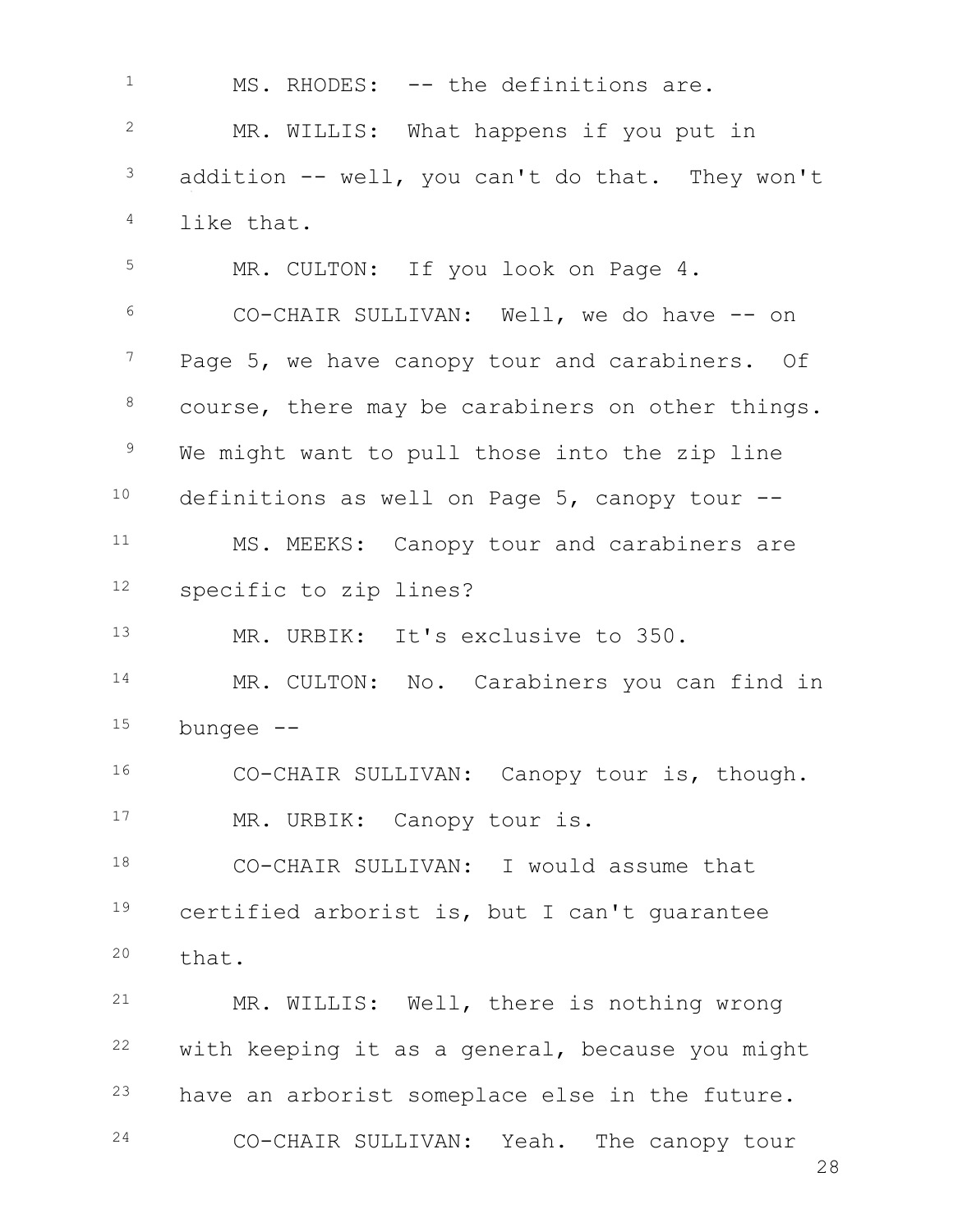MS. RHODES: -- the definitions are.

MR. WILLIS: What happens if you put in addition -- well, you can't do that. They won't like that.

MR. CULTON: If you look on Page 4.

CO-CHAIR SULLIVAN: Well, we do have -- on Page 5, we have canopy tour and carabiners. Of course, there may be carabiners on other things. We might want to pull those into the zip line definitions as well on Page 5, canopy tour --

MS. MEEKS: Canopy tour and carabiners are specific to zip lines?

MR. URBIK: It's exclusive to 350.

MR. CULTON: No. Carabiners you can find in bungee --

CO-CHAIR SULLIVAN: Canopy tour is, though.

MR. URBIK: Canopy tour is.

CO-CHAIR SULLIVAN: I would assume that certified arborist is, but I can't guarantee that.

MR. WILLIS: Well, there is nothing wrong with keeping it as a general, because you might have an arborist someplace else in the future.

CO-CHAIR SULLIVAN: Yeah. The canopy tour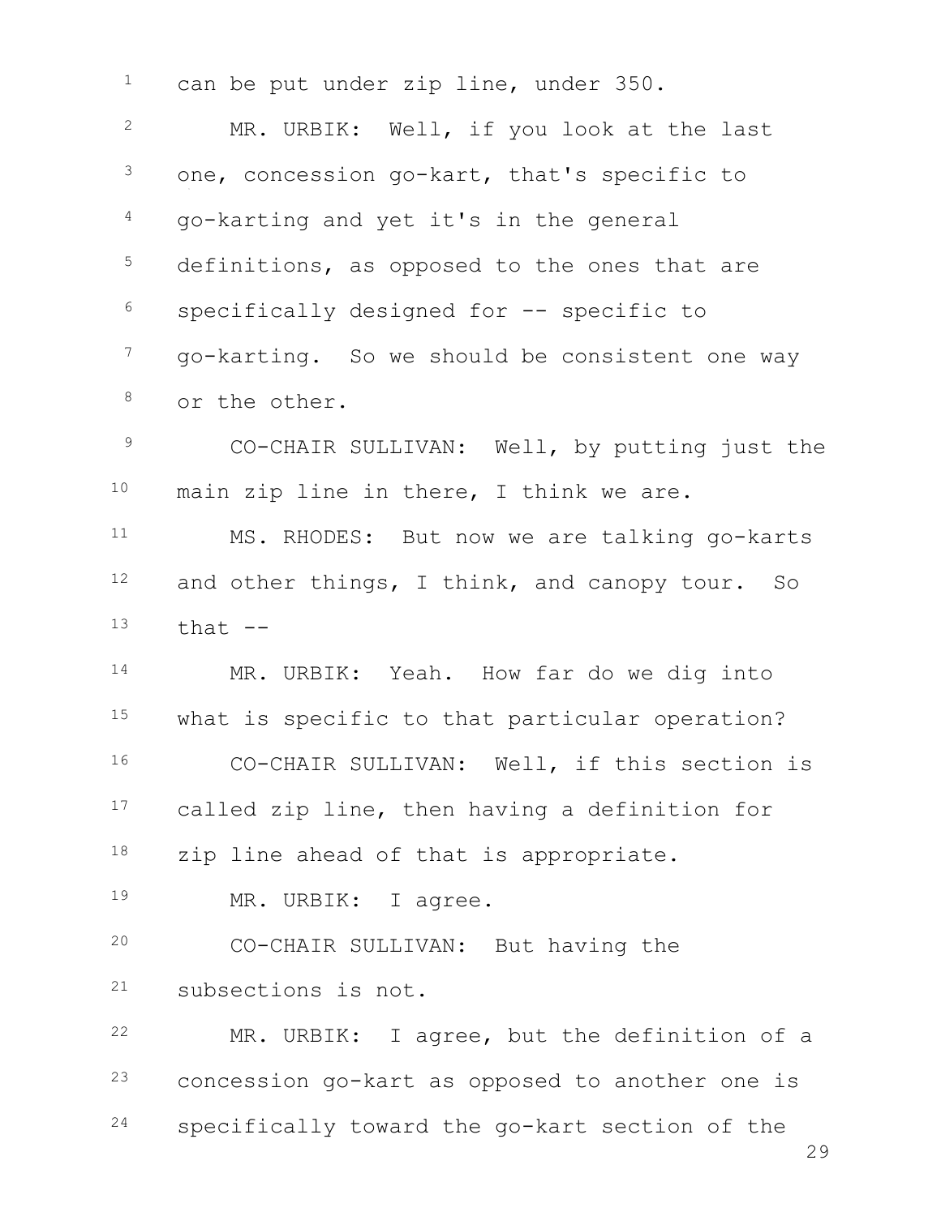can be put under zip line, under 350.

MR. URBIK: Well, if you look at the last one, concession go-kart, that's specific to go-karting and yet it's in the general definitions, as opposed to the ones that are specifically designed for -- specific to go-karting. So we should be consistent one way or the other.

CO-CHAIR SULLIVAN: Well, by putting just the main zip line in there, I think we are.

MS. RHODES: But now we are talking go-karts and other things, I think, and canopy tour. So that --

MR. URBIK: Yeah. How far do we dig into what is specific to that particular operation?

CO-CHAIR SULLIVAN: Well, if this section is called zip line, then having a definition for zip line ahead of that is appropriate.

MR. URBIK: I agree.

CO-CHAIR SULLIVAN: But having the subsections is not.

MR. URBIK: I agree, but the definition of a concession go-kart as opposed to another one is specifically toward the go-kart section of the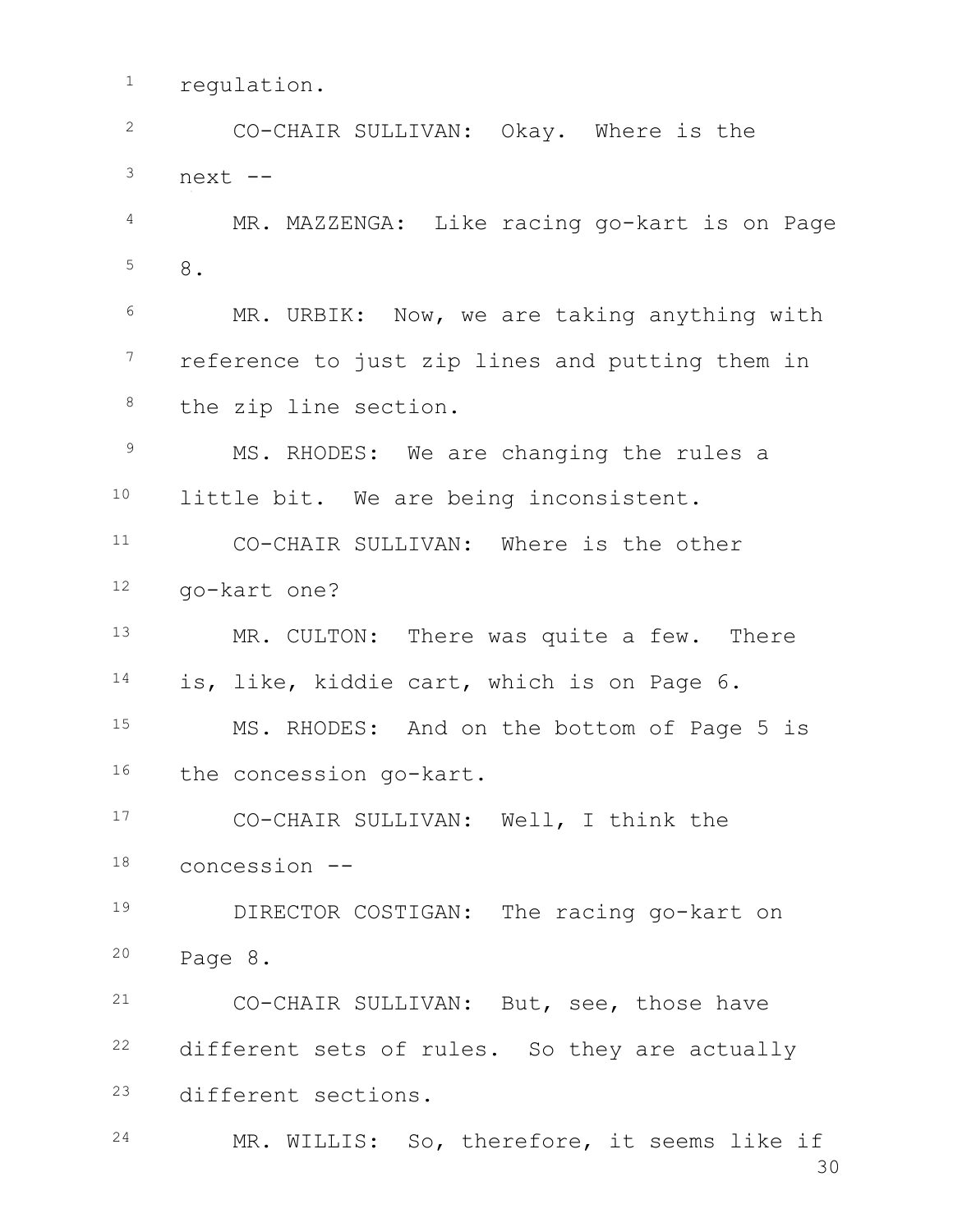regulation.

CO-CHAIR SULLIVAN: Okay. Where is the next --

MR. MAZZENGA: Like racing go-kart is on Page 8.

MR. URBIK: Now, we are taking anything with reference to just zip lines and putting them in the zip line section.

MS. RHODES: We are changing the rules a little bit. We are being inconsistent.

CO-CHAIR SULLIVAN: Where is the other go-kart one?

MR. CULTON: There was quite a few. There is, like, kiddie cart, which is on Page 6.

MS. RHODES: And on the bottom of Page 5 is the concession go-kart.

CO-CHAIR SULLIVAN: Well, I think the concession --

DIRECTOR COSTIGAN: The racing go-kart on Page 8.

CO-CHAIR SULLIVAN: But, see, those have different sets of rules. So they are actually different sections.

MR. WILLIS: So, therefore, it seems like if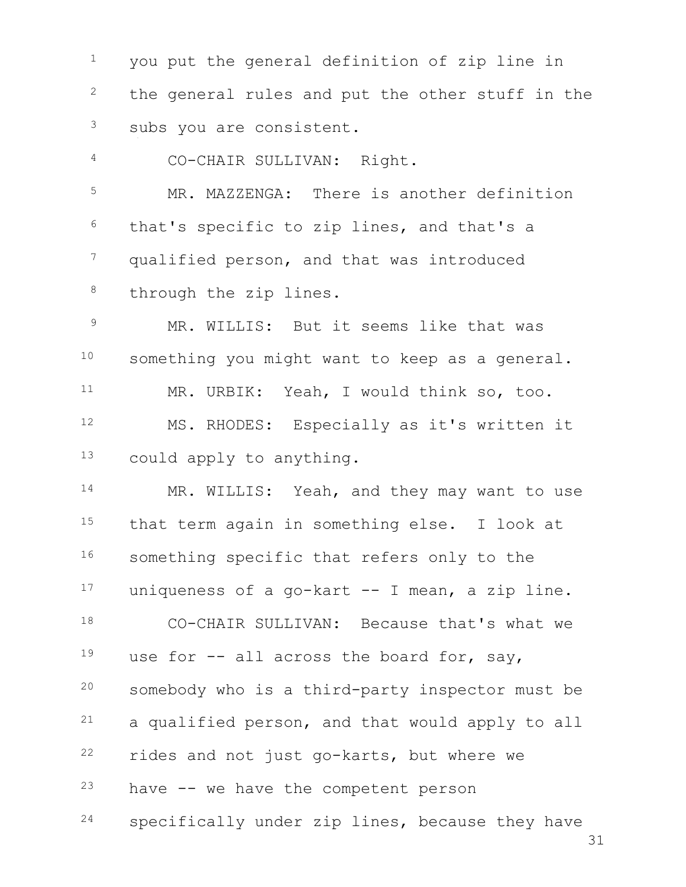you put the general definition of zip line in the general rules and put the other stuff in the subs you are consistent.

CO-CHAIR SULLIVAN: Right.

MR. MAZZENGA: There is another definition that's specific to zip lines, and that's a qualified person, and that was introduced through the zip lines.

MR. WILLIS: But it seems like that was something you might want to keep as a general.

MR. URBIK: Yeah, I would think so, too.

MS. RHODES: Especially as it's written it could apply to anything.

MR. WILLIS: Yeah, and they may want to use that term again in something else. I look at something specific that refers only to the uniqueness of a go-kart -- I mean, a zip line.

CO-CHAIR SULLIVAN: Because that's what we use for -- all across the board for, say, somebody who is a third-party inspector must be a qualified person, and that would apply to all rides and not just go-karts, but where we have -- we have the competent person specifically under zip lines, because they have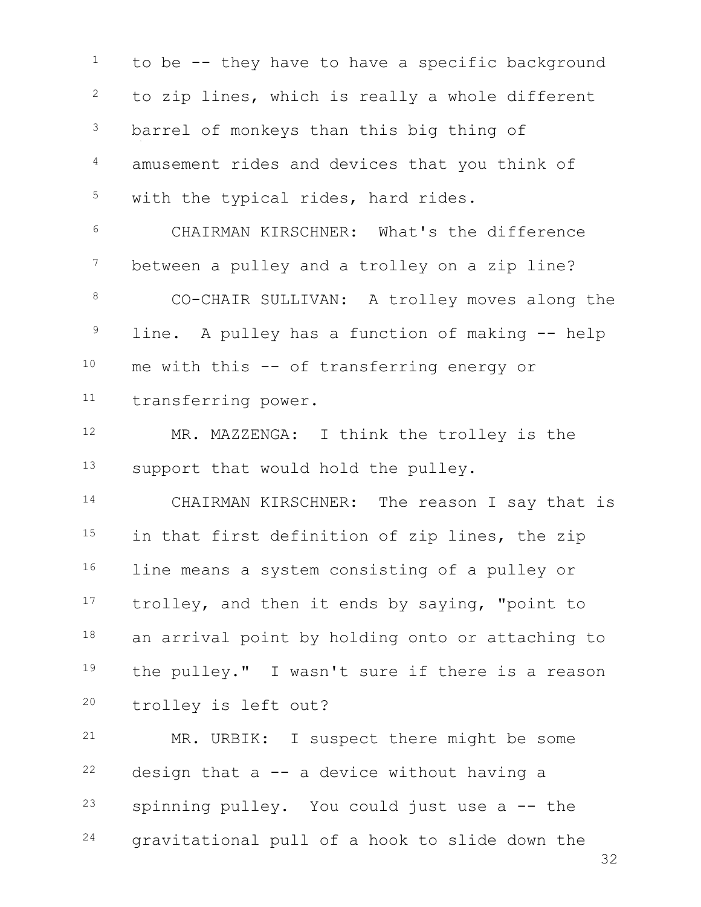to be -- they have to have a specific background to zip lines, which is really a whole different barrel of monkeys than this big thing of amusement rides and devices that you think of with the typical rides, hard rides.

CHAIRMAN KIRSCHNER: What's the difference between a pulley and a trolley on a zip line?

CO-CHAIR SULLIVAN: A trolley moves along the line. A pulley has a function of making -- help me with this -- of transferring energy or transferring power.

MR. MAZZENGA: I think the trolley is the support that would hold the pulley.

CHAIRMAN KIRSCHNER: The reason I say that is in that first definition of zip lines, the zip line means a system consisting of a pulley or trolley, and then it ends by saying, "point to an arrival point by holding onto or attaching to the pulley." I wasn't sure if there is a reason trolley is left out?

MR. URBIK: I suspect there might be some design that a -- a device without having a spinning pulley. You could just use a -- the gravitational pull of a hook to slide down the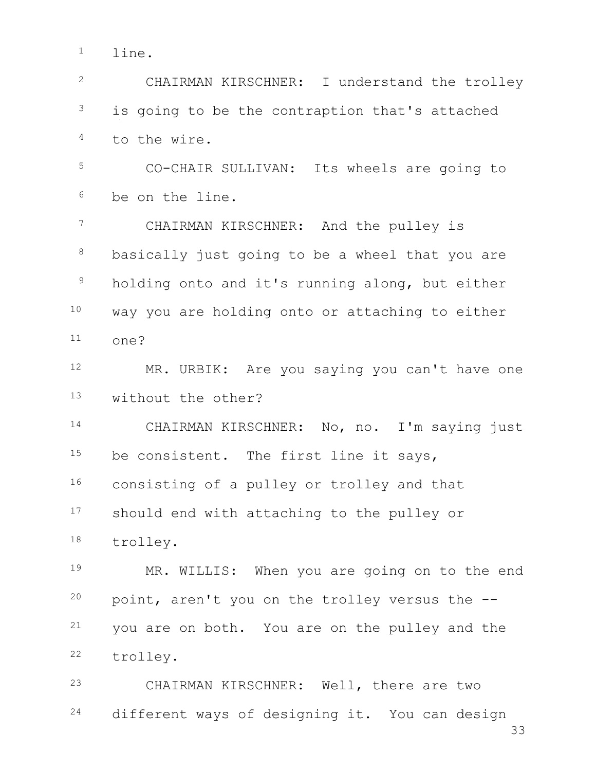line.

CHAIRMAN KIRSCHNER: I understand the trolley is going to be the contraption that's attached to the wire.

CO-CHAIR SULLIVAN: Its wheels are going to be on the line.

CHAIRMAN KIRSCHNER: And the pulley is basically just going to be a wheel that you are holding onto and it's running along, but either way you are holding onto or attaching to either one?

MR. URBIK: Are you saying you can't have one without the other?

CHAIRMAN KIRSCHNER: No, no. I'm saying just be consistent. The first line it says, consisting of a pulley or trolley and that should end with attaching to the pulley or trolley.

MR. WILLIS: When you are going on to the end point, aren't you on the trolley versus the -- you are on both. You are on the pulley and the trolley.

CHAIRMAN KIRSCHNER: Well, there are two different ways of designing it. You can design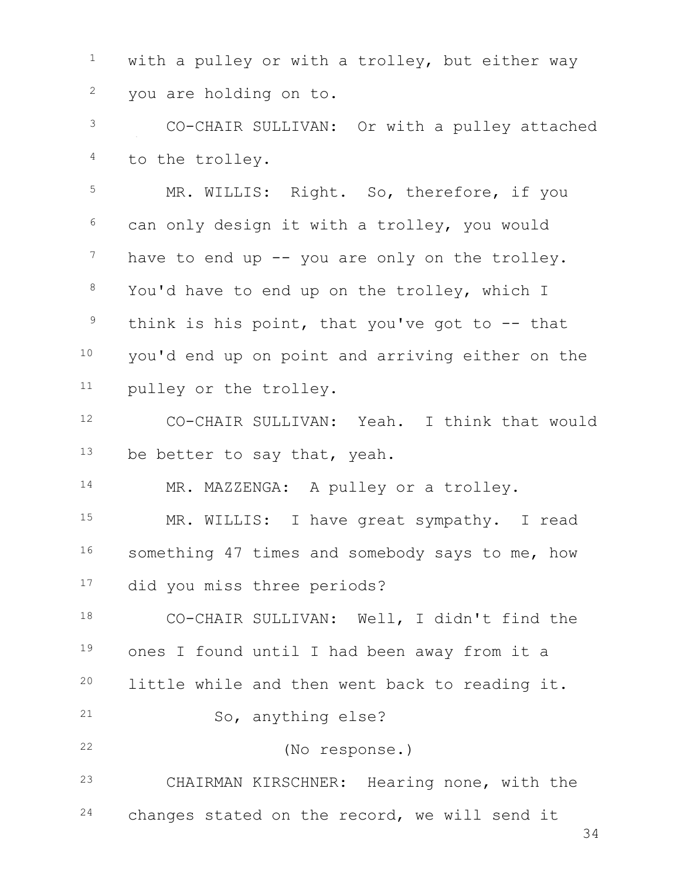with a pulley or with a trolley, but either way you are holding on to.

CO-CHAIR SULLIVAN: Or with a pulley attached to the trolley.

MR. WILLIS: Right. So, therefore, if you can only design it with a trolley, you would have to end up -- you are only on the trolley. You'd have to end up on the trolley, which I think is his point, that you've got to -- that you'd end up on point and arriving either on the pulley or the trolley.

CO-CHAIR SULLIVAN: Yeah. I think that would be better to say that, yeah.

MR. MAZZENGA: A pulley or a trolley.

MR. WILLIS: I have great sympathy. I read something 47 times and somebody says to me, how did you miss three periods?

CO-CHAIR SULLIVAN: Well, I didn't find the ones I found until I had been away from it a little while and then went back to reading it.

So, anything else?

(No response.)

CHAIRMAN KIRSCHNER: Hearing none, with the changes stated on the record, we will send it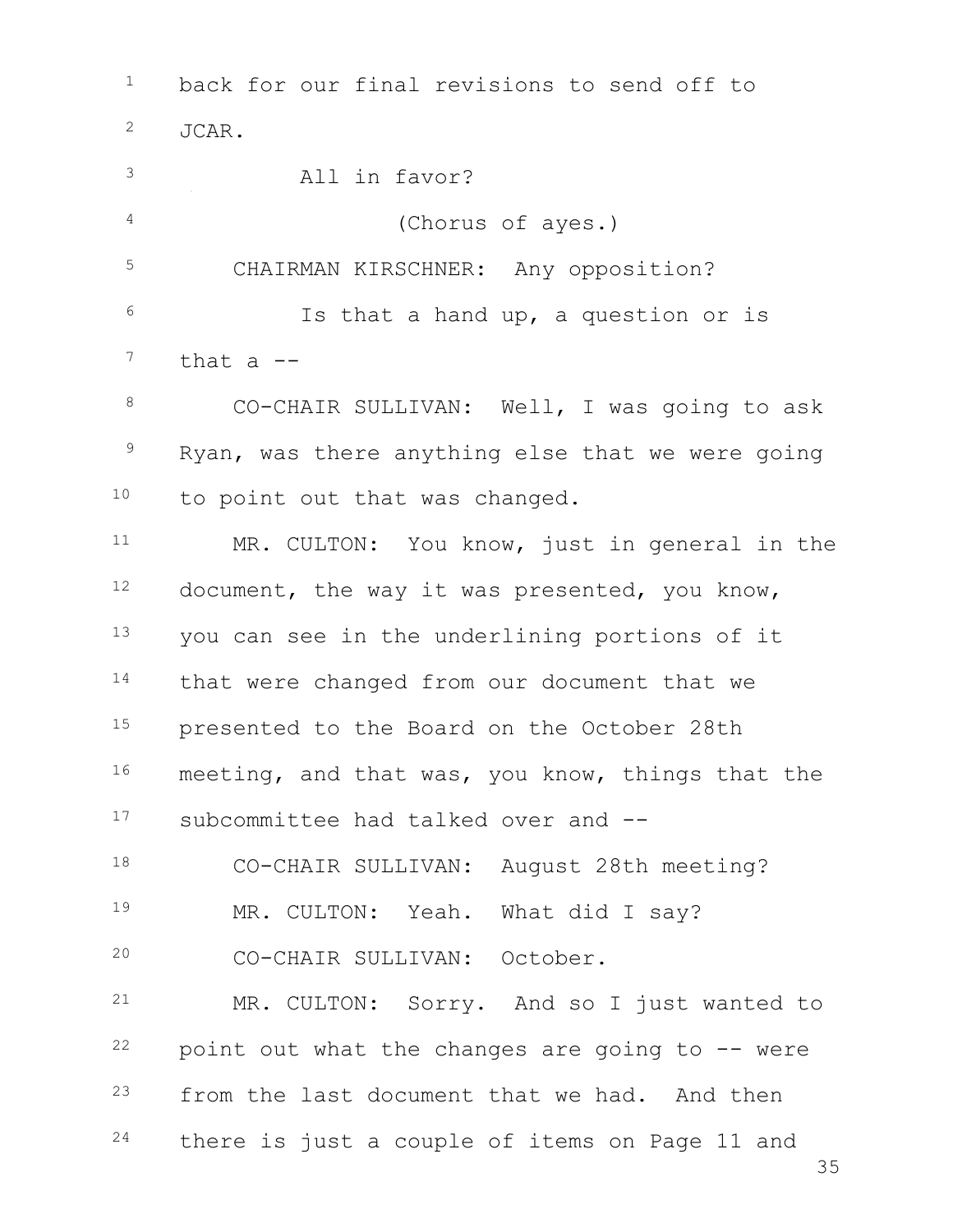back for our final revisions to send off to JCAR.

All in favor?

(Chorus of ayes.)

CHAIRMAN KIRSCHNER: Any opposition?

Is that a hand up, a question or is that a --

CO-CHAIR SULLIVAN: Well, I was going to ask Ryan, was there anything else that we were going to point out that was changed.

MR. CULTON: You know, just in general in the document, the way it was presented, you know, you can see in the underlining portions of it that were changed from our document that we presented to the Board on the October 28th meeting, and that was, you know, things that the subcommittee had talked over and --

CO-CHAIR SULLIVAN: August 28th meeting?

MR. CULTON: Yeah. What did I say?

CO-CHAIR SULLIVAN: October.

MR. CULTON: Sorry. And so I just wanted to point out what the changes are going to -- were from the last document that we had. And then there is just a couple of items on Page 11 and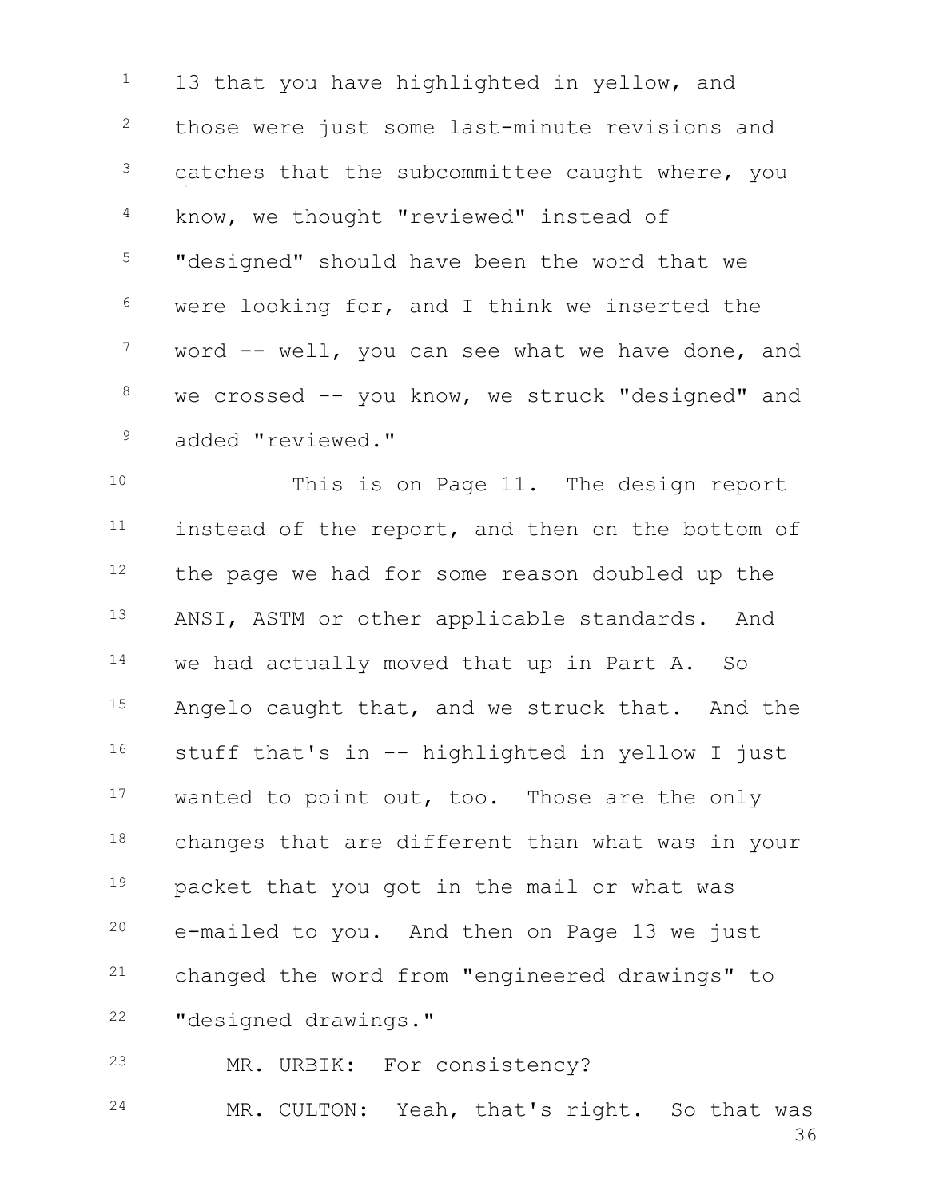13 that you have highlighted in yellow, and those were just some last-minute revisions and catches that the subcommittee caught where, you know, we thought "reviewed" instead of "designed" should have been the word that we were looking for, and I think we inserted the word -- well, you can see what we have done, and we crossed -- you know, we struck "designed" and added "reviewed."

This is on Page 11. The design report instead of the report, and then on the bottom of the page we had for some reason doubled up the ANSI, ASTM or other applicable standards. And we had actually moved that up in Part A. So Angelo caught that, and we struck that. And the stuff that's in -- highlighted in yellow I just wanted to point out, too. Those are the only changes that are different than what was in your packet that you got in the mail or what was e-mailed to you. And then on Page 13 we just changed the word from "engineered drawings" to "designed drawings."

MR. URBIK: For consistency?

MR. CULTON: Yeah, that's right. So that was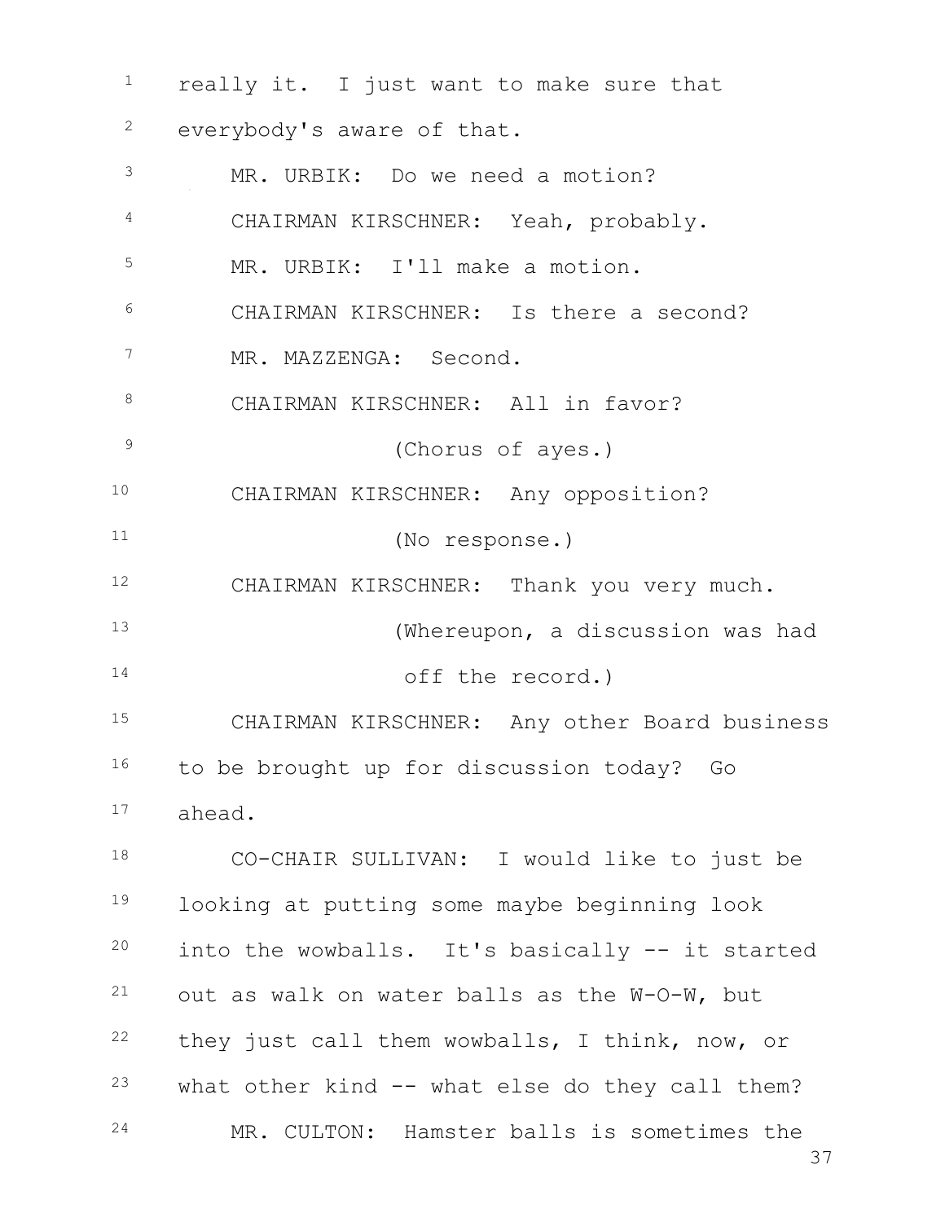really it. I just want to make sure that everybody's aware of that.

MR. URBIK: Do we need a motion?

CHAIRMAN KIRSCHNER: Yeah, probably.

MR. URBIK: I'll make a motion.

CHAIRMAN KIRSCHNER: Is there a second?

MR. MAZZENGA: Second.

CHAIRMAN KIRSCHNER: All in favor?

(Chorus of ayes.)

CHAIRMAN KIRSCHNER: Any opposition?

(No response.)

CHAIRMAN KIRSCHNER: Thank you very much.

(Whereupon, a discussion was had off the record.)

CHAIRMAN KIRSCHNER: Any other Board business to be brought up for discussion today? Go ahead.

CO-CHAIR SULLIVAN: I would like to just be looking at putting some maybe beginning look into the wowballs. It's basically -- it started out as walk on water balls as the W-O-W, but they just call them wowballs, I think, now, or what other kind -- what else do they call them?

MR. CULTON: Hamster balls is sometimes the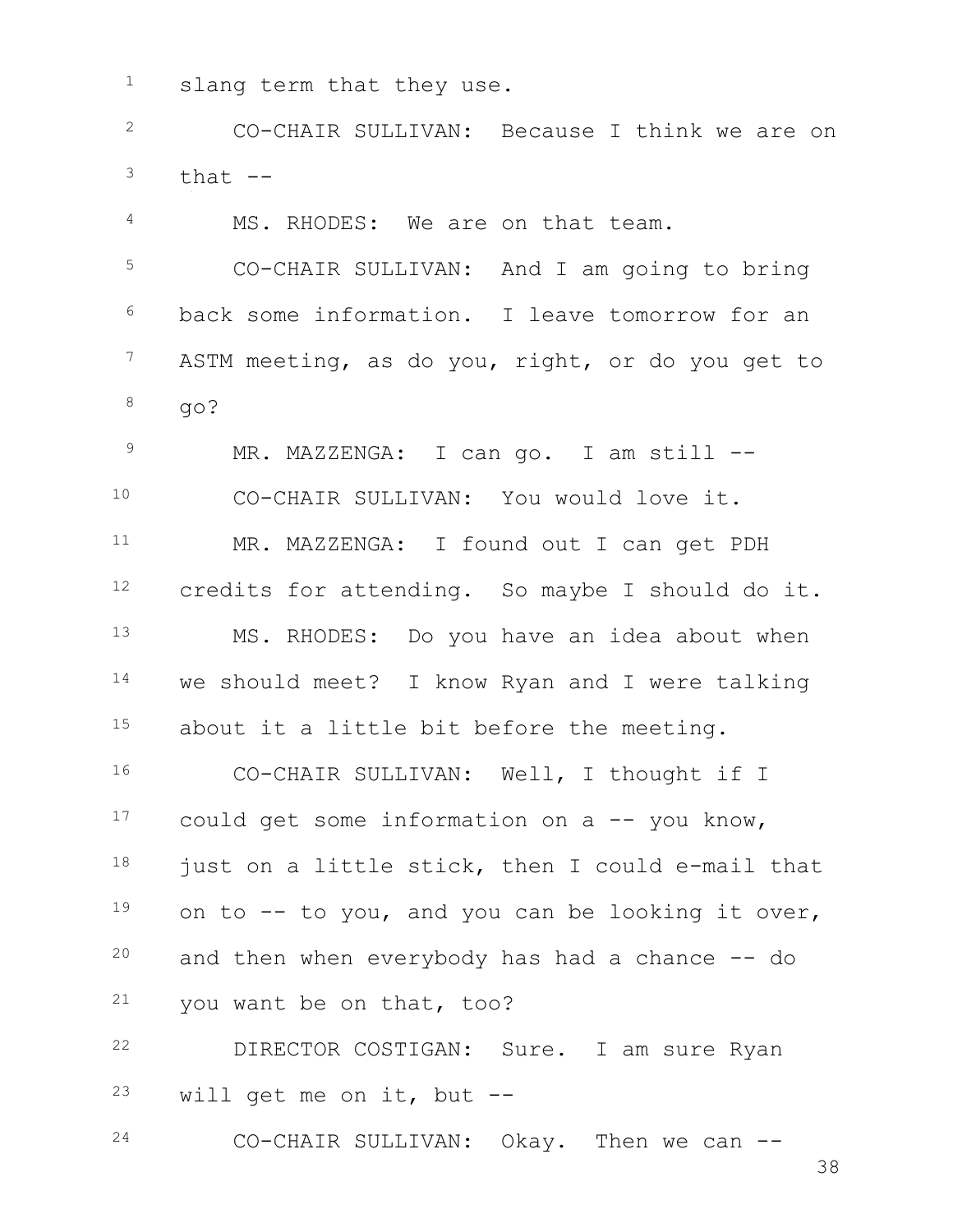slang term that they use.

CO-CHAIR SULLIVAN: Because I think we are on that --

MS. RHODES: We are on that team.

CO-CHAIR SULLIVAN: And I am going to bring back some information. I leave tomorrow for an ASTM meeting, as do you, right, or do you get to go?

MR. MAZZENGA: I can go. I am still --

CO-CHAIR SULLIVAN: You would love it.

MR. MAZZENGA: I found out I can get PDH credits for attending. So maybe I should do it.

MS. RHODES: Do you have an idea about when we should meet? I know Ryan and I were talking about it a little bit before the meeting.

CO-CHAIR SULLIVAN: Well, I thought if I could get some information on a -- you know, just on a little stick, then I could e-mail that on to -- to you, and you can be looking it over, and then when everybody has had a chance -- do you want be on that, too?

DIRECTOR COSTIGAN: Sure. I am sure Ryan will get me on it, but --

CO-CHAIR SULLIVAN: Okay. Then we can --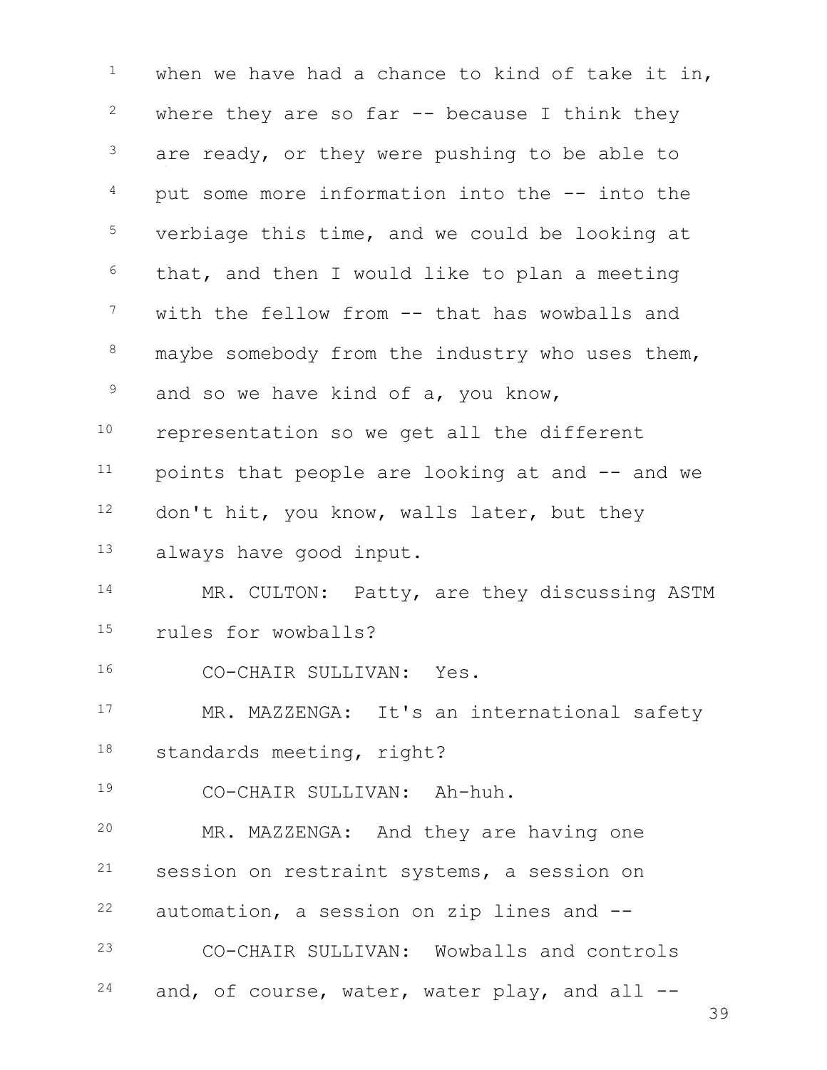when we have had a chance to kind of take it in, where they are so far -- because I think they are ready, or they were pushing to be able to put some more information into the -- into the verbiage this time, and we could be looking at that, and then I would like to plan a meeting with the fellow from -- that has wowballs and maybe somebody from the industry who uses them, and so we have kind of a, you know, representation so we get all the different points that people are looking at and -- and we don't hit, you know, walls later, but they always have good input.

MR. CULTON: Patty, are they discussing ASTM rules for wowballs?

CO-CHAIR SULLIVAN: Yes.

MR. MAZZENGA: It's an international safety standards meeting, right?

CO-CHAIR SULLIVAN: Ah-huh.

MR. MAZZENGA: And they are having one session on restraint systems, a session on automation, a session on zip lines and --

CO-CHAIR SULLIVAN: Wowballs and controls and, of course, water, water play, and all --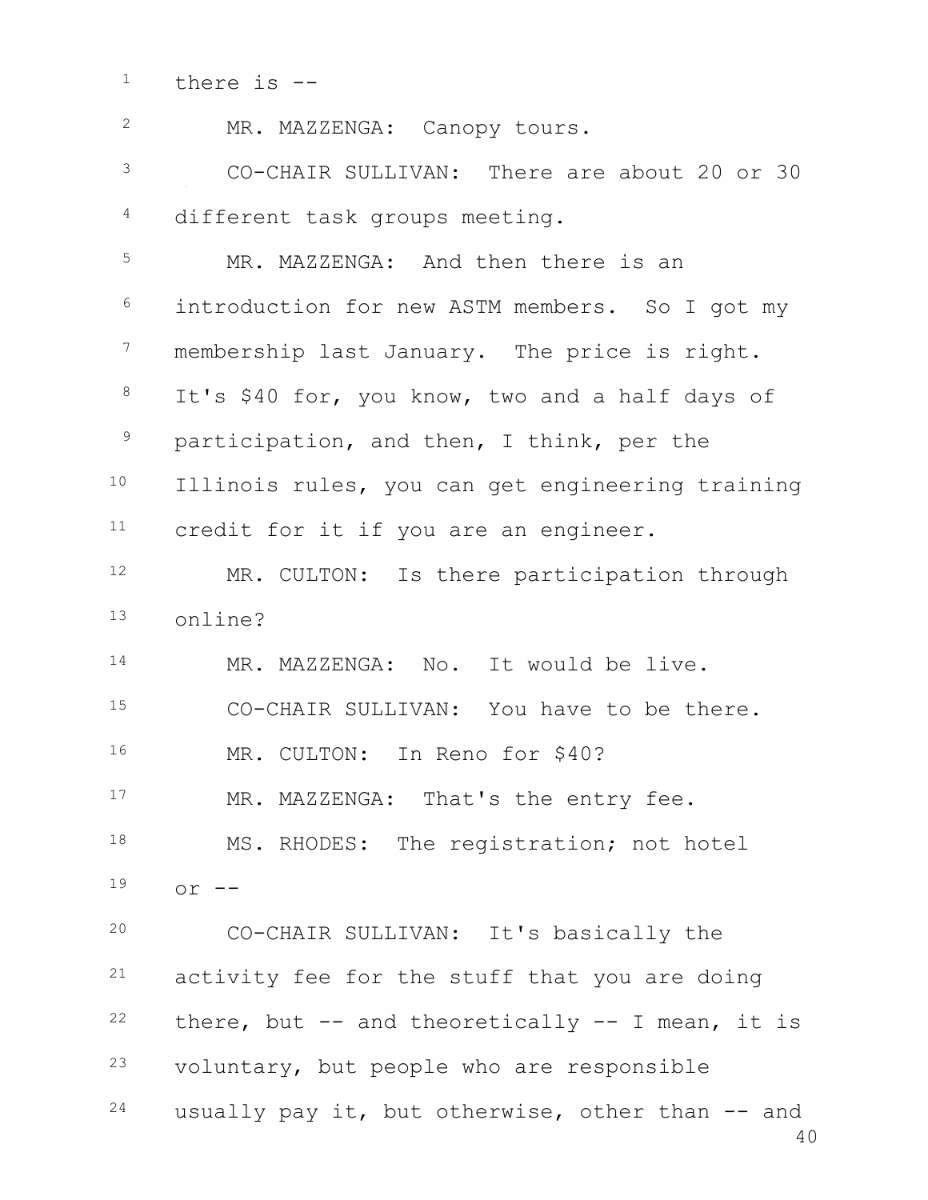there is --

MR. MAZZENGA: Canopy tours.

CO-CHAIR SULLIVAN: There are about 20 or 30 different task groups meeting.

MR. MAZZENGA: And then there is an introduction for new ASTM members. So I got my membership last January. The price is right. It's $40 for, you know, two and a half days of participation, and then, I think, per the Illinois rules, you can get engineering training credit for it if you are an engineer.

MR. CULTON: Is there participation through online?

MR. MAZZENGA: No. It would be live.

CO-CHAIR SULLIVAN: You have to be there.

MR. CULTON: In Reno for $40?

MR. MAZZENGA: That's the entry fee.

MS. RHODES: The registration; not hotel or --

CO-CHAIR SULLIVAN: It's basically the activity fee for the stuff that you are doing there, but -- and theoretically -- I mean, it is voluntary, but people who are responsible usually pay it, but otherwise, other than -- and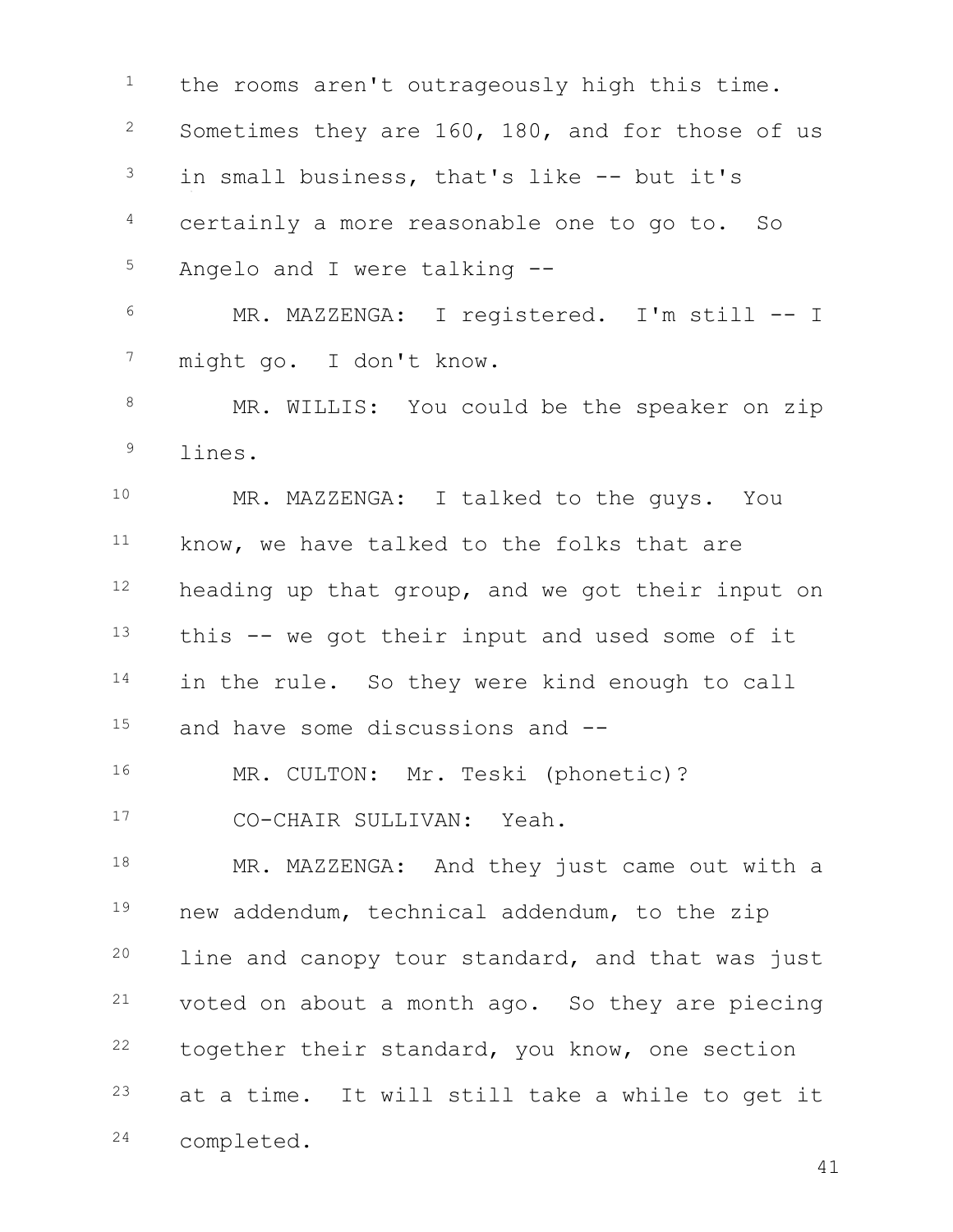the rooms aren't outrageously high this time. Sometimes they are 160, 180, and for those of us in small business, that's like -- but it's certainly a more reasonable one to go to. So Angelo and I were talking --

MR. MAZZENGA: I registered. I'm still -- I might go. I don't know.

MR. WILLIS: You could be the speaker on zip lines.

MR. MAZZENGA: I talked to the guys. You know, we have talked to the folks that are heading up that group, and we got their input on this -- we got their input and used some of it in the rule. So they were kind enough to call and have some discussions and --

MR. CULTON: Mr. Teski (phonetic)?

CO-CHAIR SULLIVAN: Yeah.

MR. MAZZENGA: And they just came out with a new addendum, technical addendum, to the zip line and canopy tour standard, and that was just voted on about a month ago. So they are piecing together their standard, you know, one section at a time. It will still take a while to get it completed.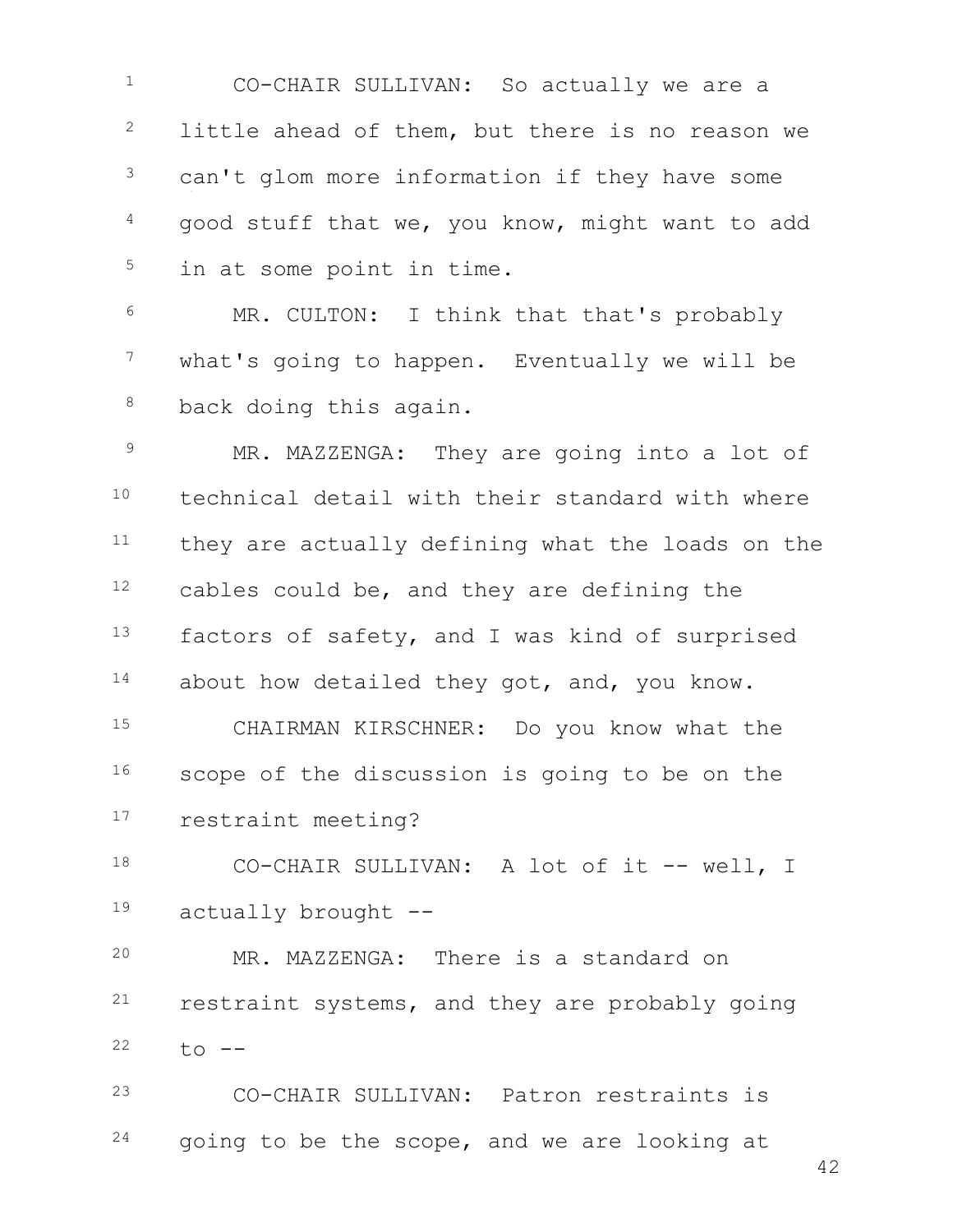CO-CHAIR SULLIVAN: So actually we are a little ahead of them, but there is no reason we can't glom more information if they have some good stuff that we, you know, might want to add in at some point in time.

MR. CULTON: I think that that's probably what's going to happen. Eventually we will be back doing this again.

MR. MAZZENGA: They are going into a lot of technical detail with their standard with where they are actually defining what the loads on the cables could be, and they are defining the factors of safety, and I was kind of surprised about how detailed they got, and, you know.

CHAIRMAN KIRSCHNER: Do you know what the scope of the discussion is going to be on the restraint meeting?

CO-CHAIR SULLIVAN: A lot of it -- well, I actually brought --

MR. MAZZENGA: There is a standard on restraint systems, and they are probably going to --

CO-CHAIR SULLIVAN: Patron restraints is going to be the scope, and we are looking at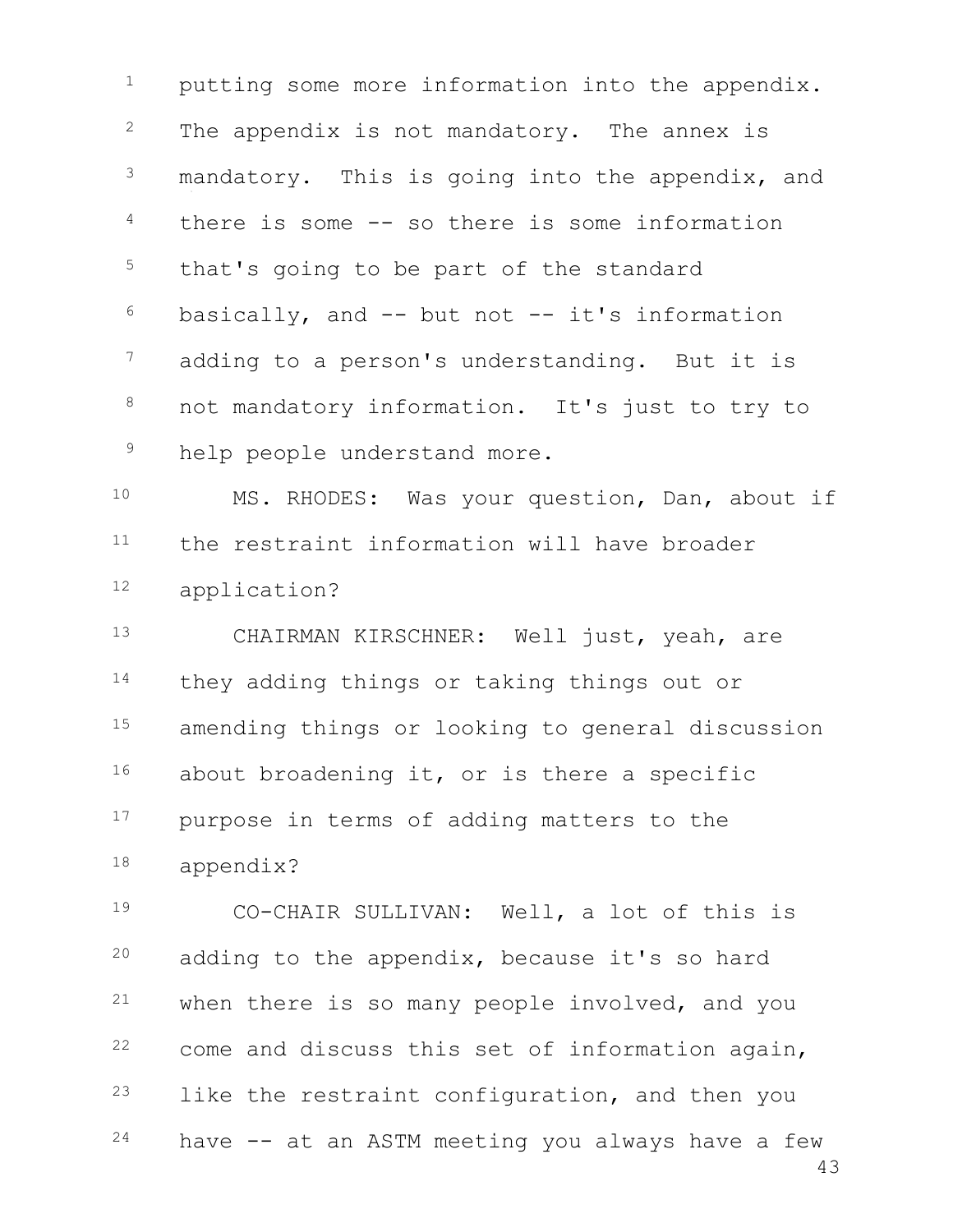putting some more information into the appendix. The appendix is not mandatory. The annex is mandatory. This is going into the appendix, and there is some -- so there is some information that's going to be part of the standard basically, and -- but not -- it's information adding to a person's understanding. But it is not mandatory information. It's just to try to help people understand more.

MS. RHODES: Was your question, Dan, about if the restraint information will have broader application?

CHAIRMAN KIRSCHNER: Well just, yeah, are they adding things or taking things out or amending things or looking to general discussion about broadening it, or is there a specific purpose in terms of adding matters to the appendix?

CO-CHAIR SULLIVAN: Well, a lot of this is adding to the appendix, because it's so hard when there is so many people involved, and you come and discuss this set of information again, like the restraint configuration, and then you have -- at an ASTM meeting you always have a few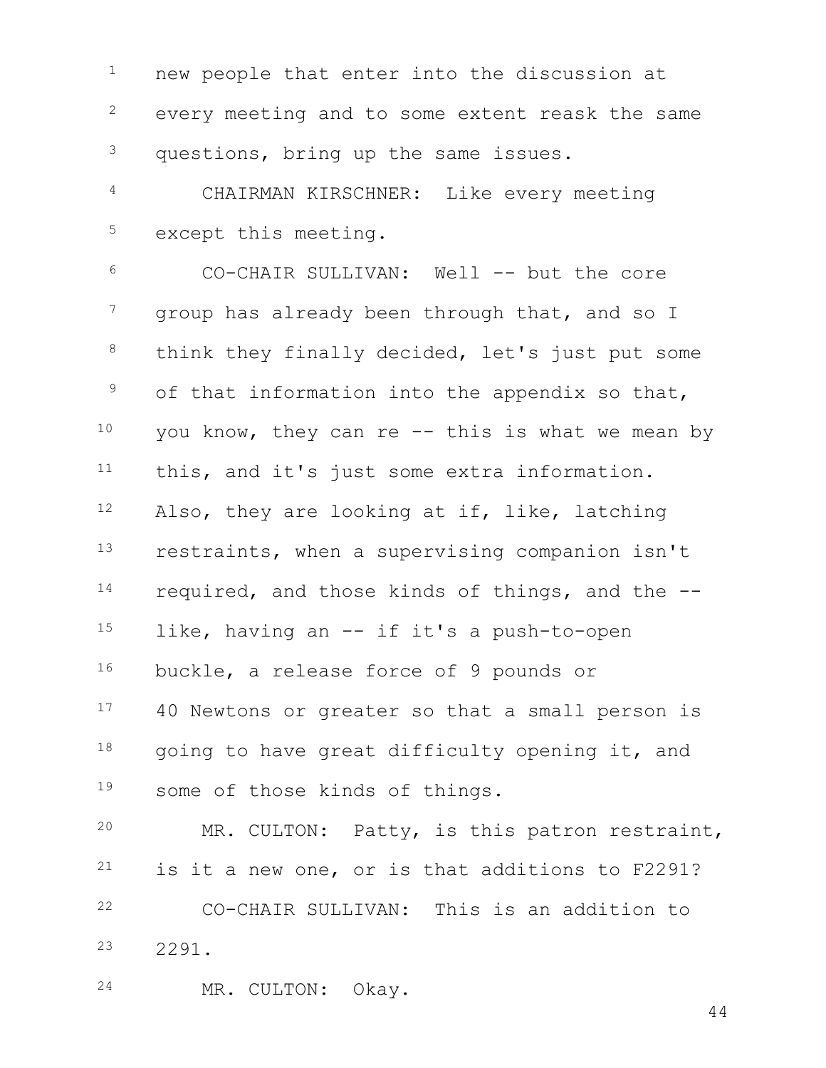new people that enter into the discussion at every meeting and to some extent reask the same questions, bring up the same issues.

CHAIRMAN KIRSCHNER: Like every meeting except this meeting.

CO-CHAIR SULLIVAN: Well -- but the core group has already been through that, and so I think they finally decided, let's just put some of that information into the appendix so that, you know, they can re -- this is what we mean by this, and it's just some extra information. Also, they are looking at if, like, latching restraints, when a supervising companion isn't required, and those kinds of things, and the -- like, having an -- if it's a push-to-open buckle, a release force of 9 pounds or 40 Newtons or greater so that a small person is going to have great difficulty opening it, and some of those kinds of things.

MR. CULTON: Patty, is this patron restraint, is it a new one, or is that additions to F2291?

CO-CHAIR SULLIVAN: This is an addition to 2291.

MR. CULTON: Okay.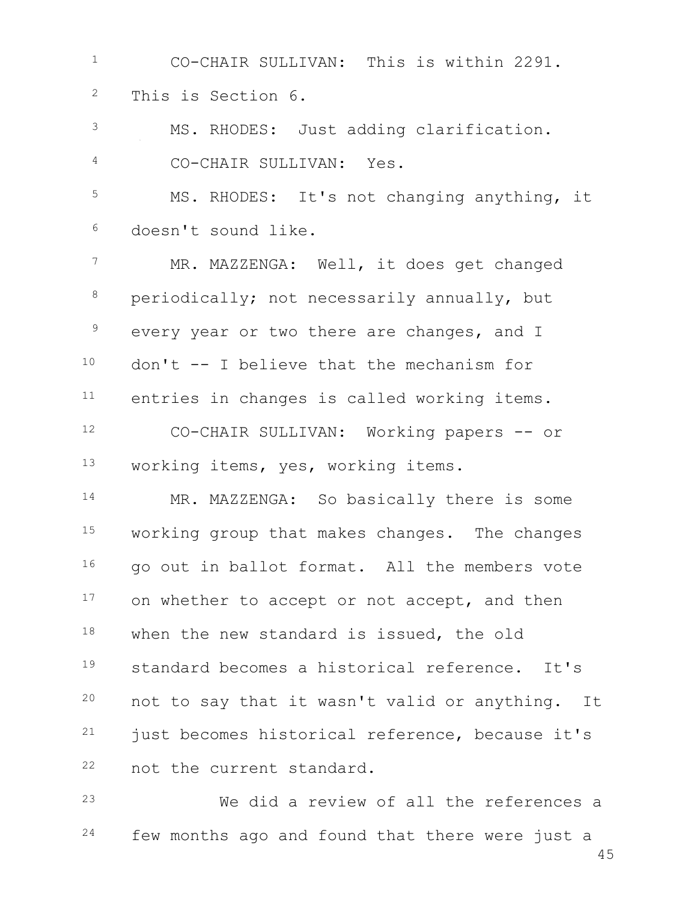CO-CHAIR SULLIVAN: This is within 2291. This is Section 6.

MS. RHODES: Just adding clarification.

CO-CHAIR SULLIVAN: Yes.

MS. RHODES: It's not changing anything, it doesn't sound like.

MR. MAZZENGA: Well, it does get changed periodically; not necessarily annually, but every year or two there are changes, and I don't -- I believe that the mechanism for entries in changes is called working items.

CO-CHAIR SULLIVAN: Working papers -- or working items, yes, working items.

MR. MAZZENGA: So basically there is some working group that makes changes. The changes go out in ballot format. All the members vote on whether to accept or not accept, and then when the new standard is issued, the old standard becomes a historical reference. It's not to say that it wasn't valid or anything. It just becomes historical reference, because it's not the current standard.

We did a review of all the references a few months ago and found that there were just a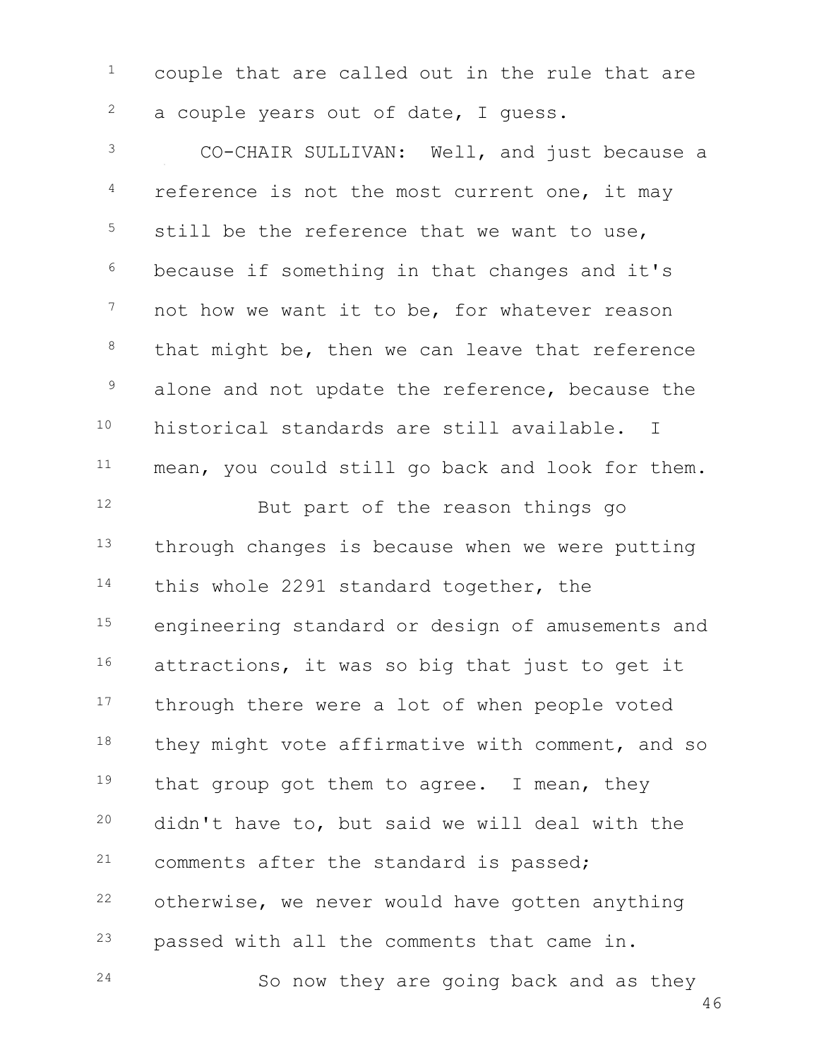couple that are called out in the rule that are a couple years out of date, I guess.

CO-CHAIR SULLIVAN: Well, and just because a reference is not the most current one, it may still be the reference that we want to use, because if something in that changes and it's not how we want it to be, for whatever reason that might be, then we can leave that reference alone and not update the reference, because the historical standards are still available. I mean, you could still go back and look for them.

But part of the reason things go through changes is because when we were putting this whole 2291 standard together, the engineering standard or design of amusements and attractions, it was so big that just to get it through there were a lot of when people voted they might vote affirmative with comment, and so that group got them to agree. I mean, they didn't have to, but said we will deal with the comments after the standard is passed; otherwise, we never would have gotten anything passed with all the comments that came in.

So now they are going back and as they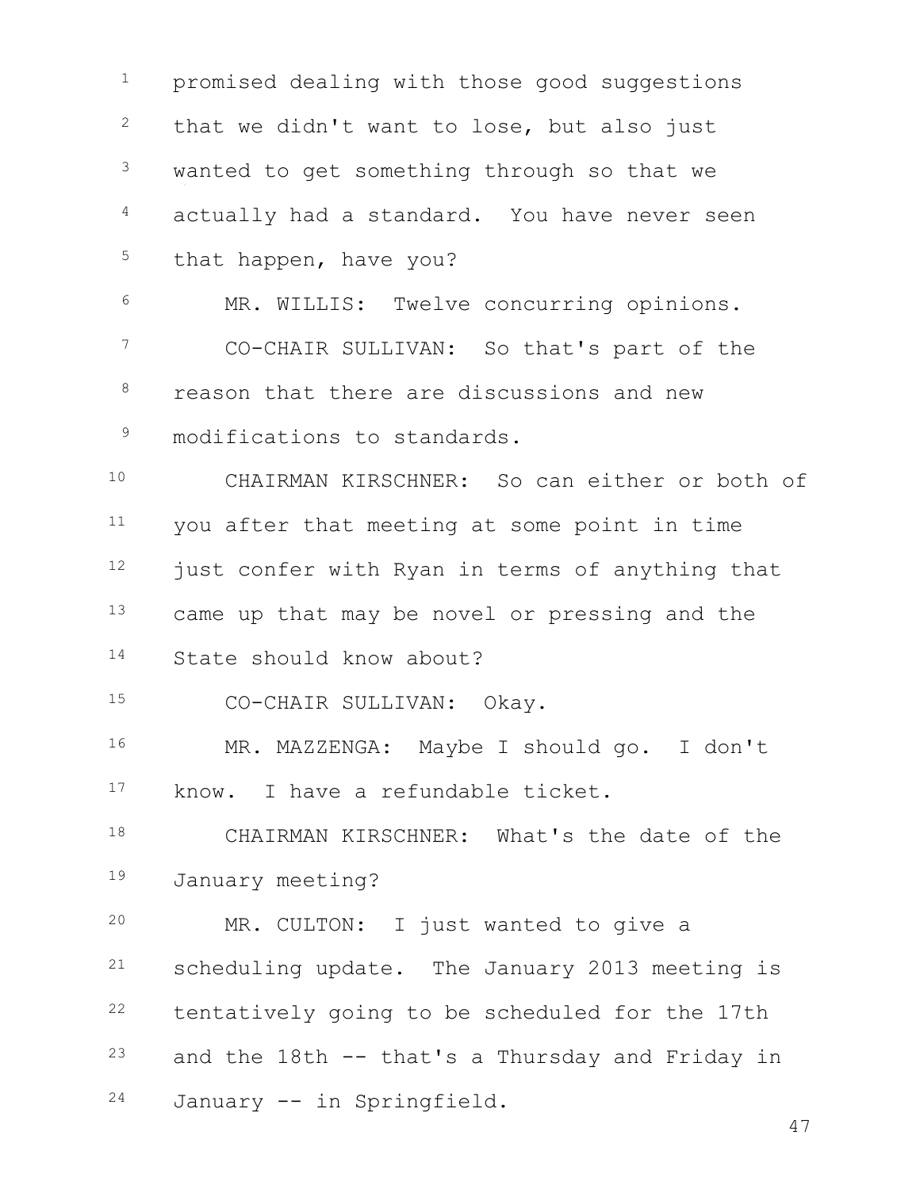1 promised dealing with those good suggestions
2 that we didn't want to lose, but also just
3 wanted to get something through so that we
4 actually had a standard. You have never seen
5 that happen, have you?

6 MR. WILLIS: Twelve concurring opinions.

7 CO-CHAIR SULLIVAN: So that's part of the
8 reason that there are discussions and new
9 modifications to standards.

10 CHAIRMAN KIRSCHNER: So can either or both of
11 you after that meeting at some point in time
12 just confer with Ryan in terms of anything that
13 came up that may be novel or pressing and the
14 State should know about?

15 CO-CHAIR SULLIVAN: Okay.

16 MR. MAZZENGA: Maybe I should go. I don't
17 know. I have a refundable ticket.

18 CHAIRMAN KIRSCHNER: What's the date of the
19 January meeting?

20 MR. CULTON: I just wanted to give a
21 scheduling update. The January 2013 meeting is
22 tentatively going to be scheduled for the 17th
23 and the 18th -- that's a Thursday and Friday in
24 January -- in Springfield.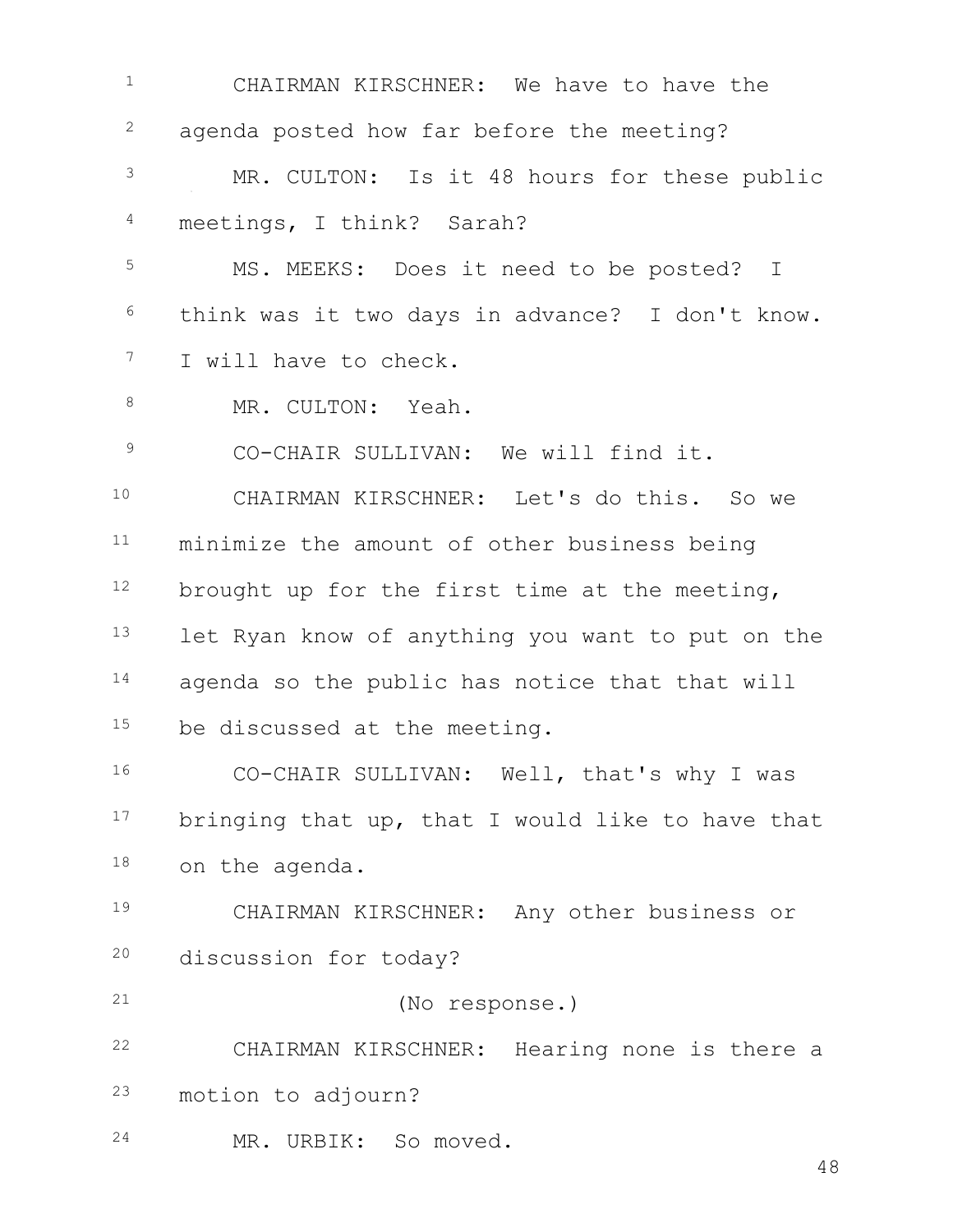CHAIRMAN KIRSCHNER: We have to have the agenda posted how far before the meeting?

MR. CULTON: Is it 48 hours for these public meetings, I think? Sarah?

MS. MEEKS: Does it need to be posted? I think was it two days in advance? I don't know. I will have to check.

MR. CULTON: Yeah.

CO-CHAIR SULLIVAN: We will find it.

CHAIRMAN KIRSCHNER: Let's do this. So we minimize the amount of other business being brought up for the first time at the meeting, let Ryan know of anything you want to put on the agenda so the public has notice that that will be discussed at the meeting.

CO-CHAIR SULLIVAN: Well, that's why I was bringing that up, that I would like to have that on the agenda.

CHAIRMAN KIRSCHNER: Any other business or discussion for today?

(No response.)

CHAIRMAN KIRSCHNER: Hearing none is there a motion to adjourn?

MR. URBIK: So moved.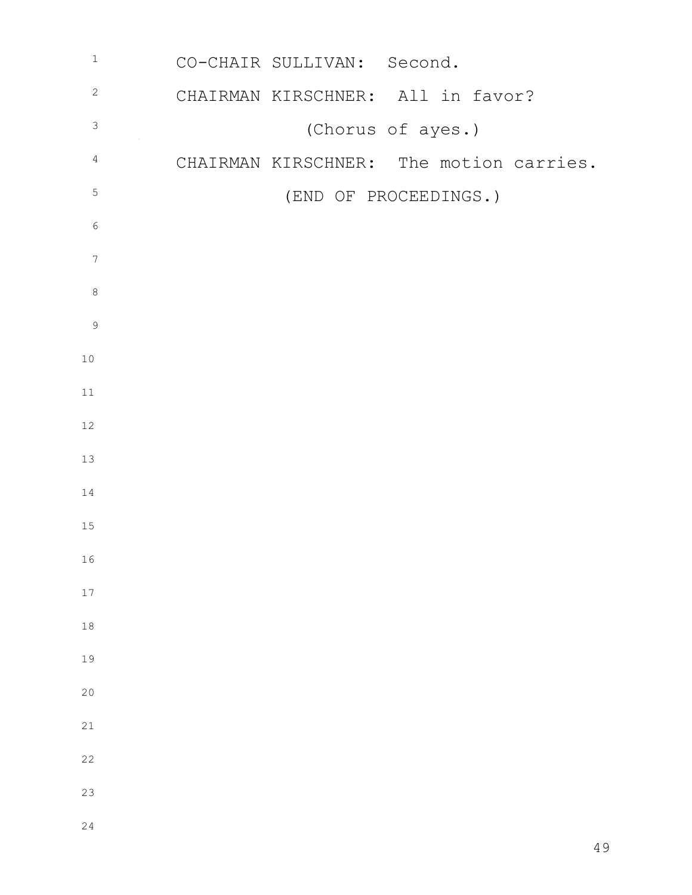CO-CHAIR SULLIVAN: Second.

CHAIRMAN KIRSCHNER: All in favor?

(Chorus of ayes.)

CHAIRMAN KIRSCHNER: The motion carries.

(END OF PROCEEDINGS.)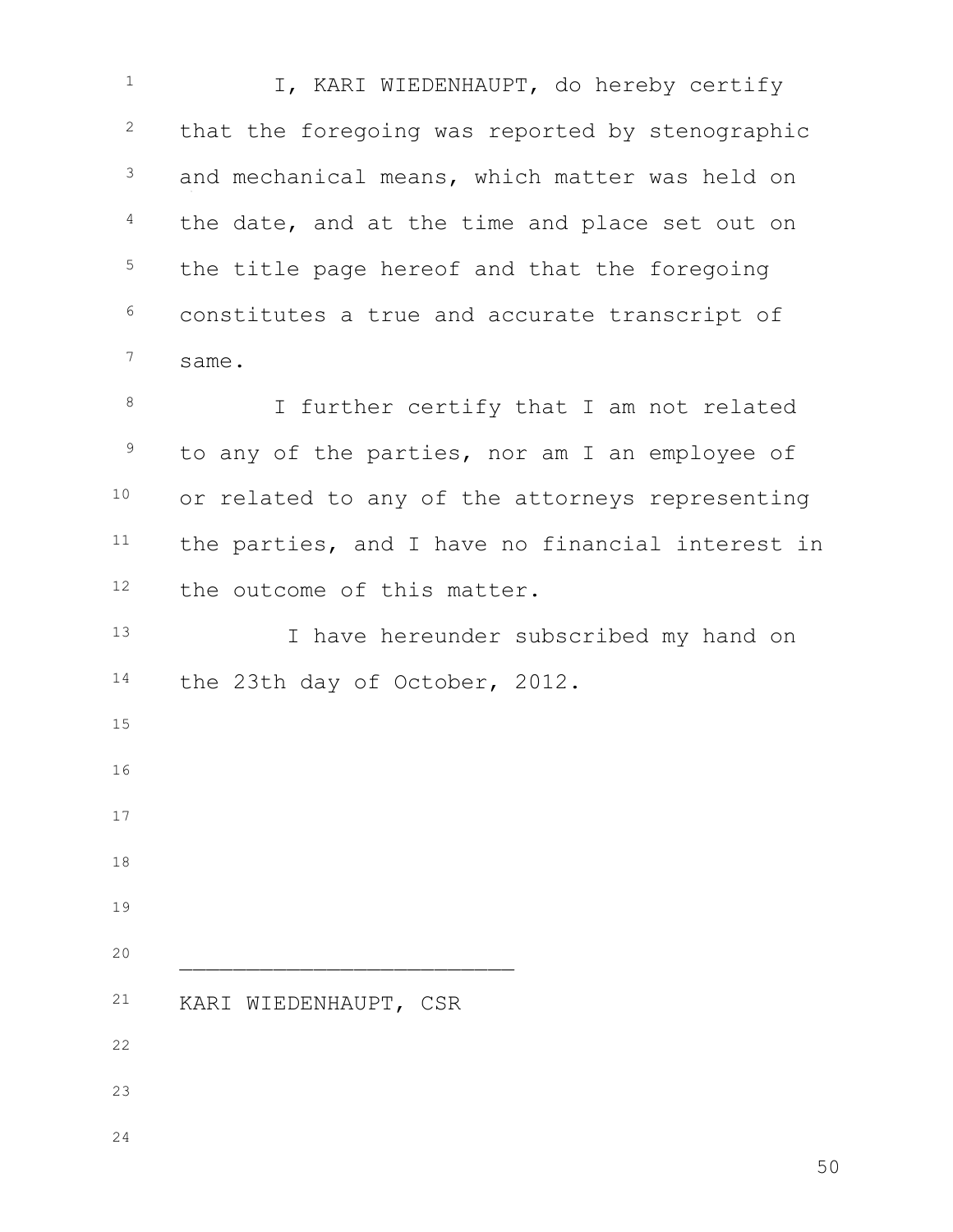I, KARI WIEDENHAUPT, do hereby certify that the foregoing was reported by stenographic and mechanical means, which matter was held on the date, and at the time and place set out on the title page hereof and that the foregoing constitutes a true and accurate transcript of same.

I further certify that I am not related to any of the parties, nor am I an employee of or related to any of the attorneys representing the parties, and I have no financial interest in the outcome of this matter.

I have hereunder subscribed my hand on the 23th day of October, 2012.

\_\_\_\_\_\_\_\_\_\_\_\_\_\_\_\_\_\_\_\_\_\_\_\_\_

KARI WIEDENHAUPT, CSR